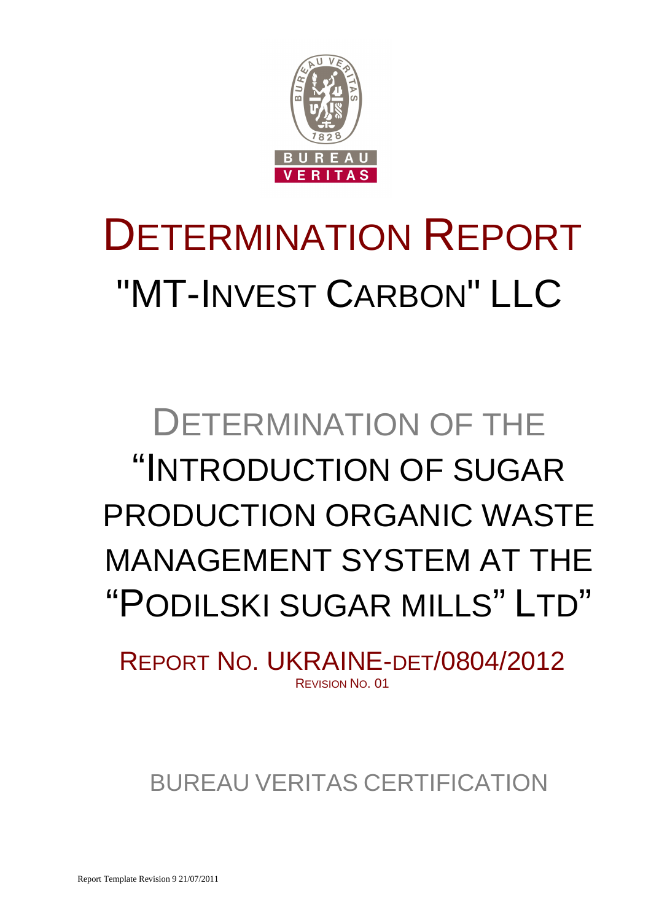# DETERMINATION REPORT

# "MT-INVEST CARBON" LLC

## DETERMINATION OF THE "INTRODUCTION OF SUGAR PRODUCTION ORGANIC WASTE MANAGEMENT SYSTEM AT THE "PODILSKI SUGAR MILLS" LTD"

REPORT NO. UKRAINE-DET/0804/2012

REVISION NO. 01

BUREAU VERITAS CERTIFICATION

Report Template Revision 9 21/07/2011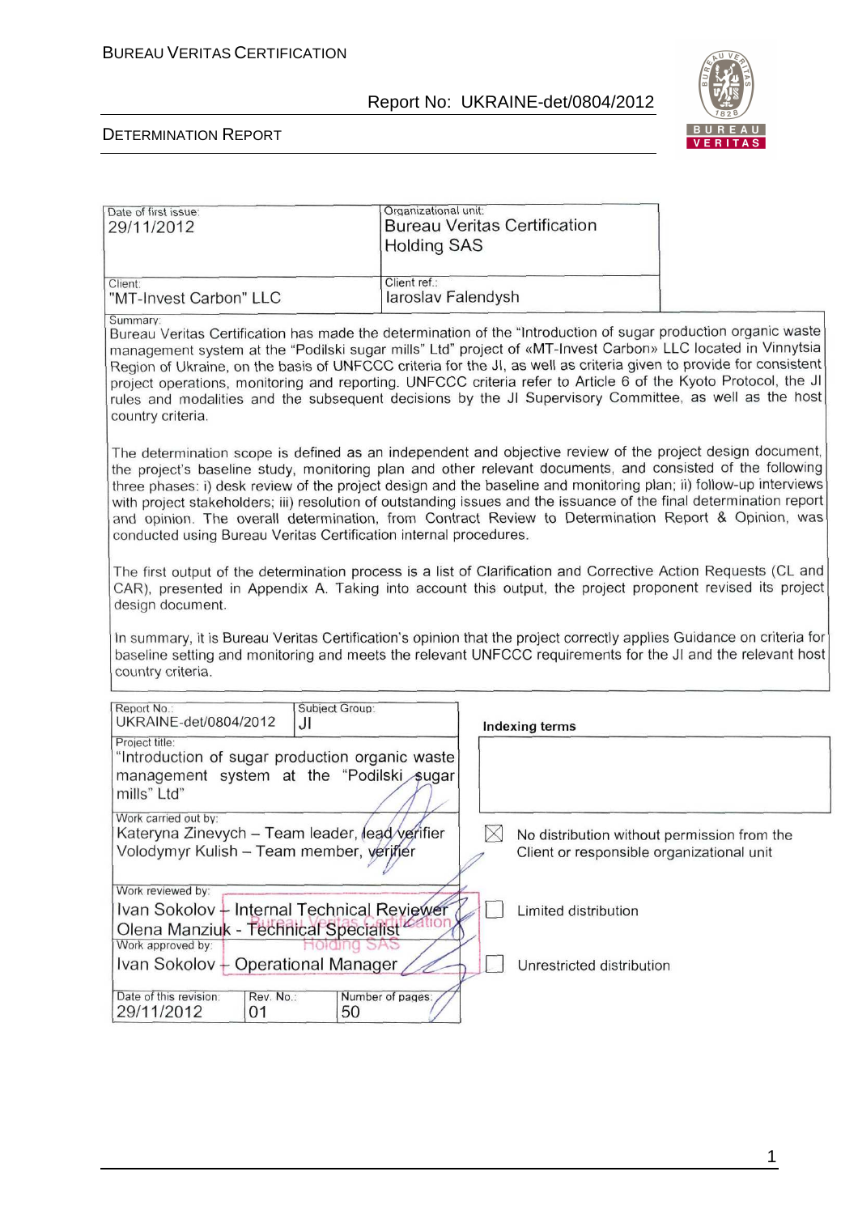| Date of first issue: 29/11/2012 | Organizational unit: Bureau Veritas Certification Holding SAS |
|---|---|
| Client: "MT-Invest Carbon" LLC | Client ref.: Iaroslav Falendysh |

Summary:

Bureau Veritas Certification has made the determination of the "Introduction of sugar production organic waste management system at the "Podilski sugar mills" Ltd" project of «MT-Invest Carbon» LLC located in Vinnytsia Region of Ukraine, on the basis of UNFCCC criteria for the JI, as well as criteria given to provide for consistent project operations, monitoring and reporting. UNFCCC criteria refer to Article 6 of the Kyoto Protocol, the JI rules and modalities and the subsequent decisions by the JI Supervisory Committee, as well as the host country criteria.

The determination scope is defined as an independent and objective review of the project design document, the project's baseline study, monitoring plan and other relevant documents, and consisted of the following three phases: i) desk review of the project design and the baseline and monitoring plan; ii) follow-up interviews with project stakeholders; iii) resolution of outstanding issues and the issuance of the final determination report and opinion. The overall determination, from Contract Review to Determination Report & Opinion, was conducted using Bureau Veritas Certification internal procedures.

The first output of the determination process is a list of Clarification and Corrective Action Requests (CL and CAR), presented in Appendix A. Taking into account this output, the project proponent revised its project design document.

In summary, it is Bureau Veritas Certification's opinion that the project correctly applies Guidance on criteria for baseline setting and monitoring and meets the relevant UNFCCC requirements for the JI and the relevant host country criteria.

| Report No.: UKRAINE-det/0804/2012 | Subject Group: JI |
|---|---|
| Project title: "Introduction of sugar production organic waste management system at the "Podilski sugar mills" Ltd" | |
| Work carried out by: Kateryna Zinevych – Team leader, lead verifier; Volodymyr Kulish – Team member, verifier | |
| Work reviewed by: Ivan Sokolov – Internal Technical Reviewer; Olena Manziuk - Technical Specialist | |
| Work approved by: Ivan Sokolov – Operational Manager | |

| Date of this revision: | Rev. No.: | Number of pages: |
|---|---|---|
| 29/11/2012 | 01 | 50 |

**Indexing terms**

☒ No distribution without permission from the Client or responsible organizational unit

☐ Limited distribution

☐ Unrestricted distribution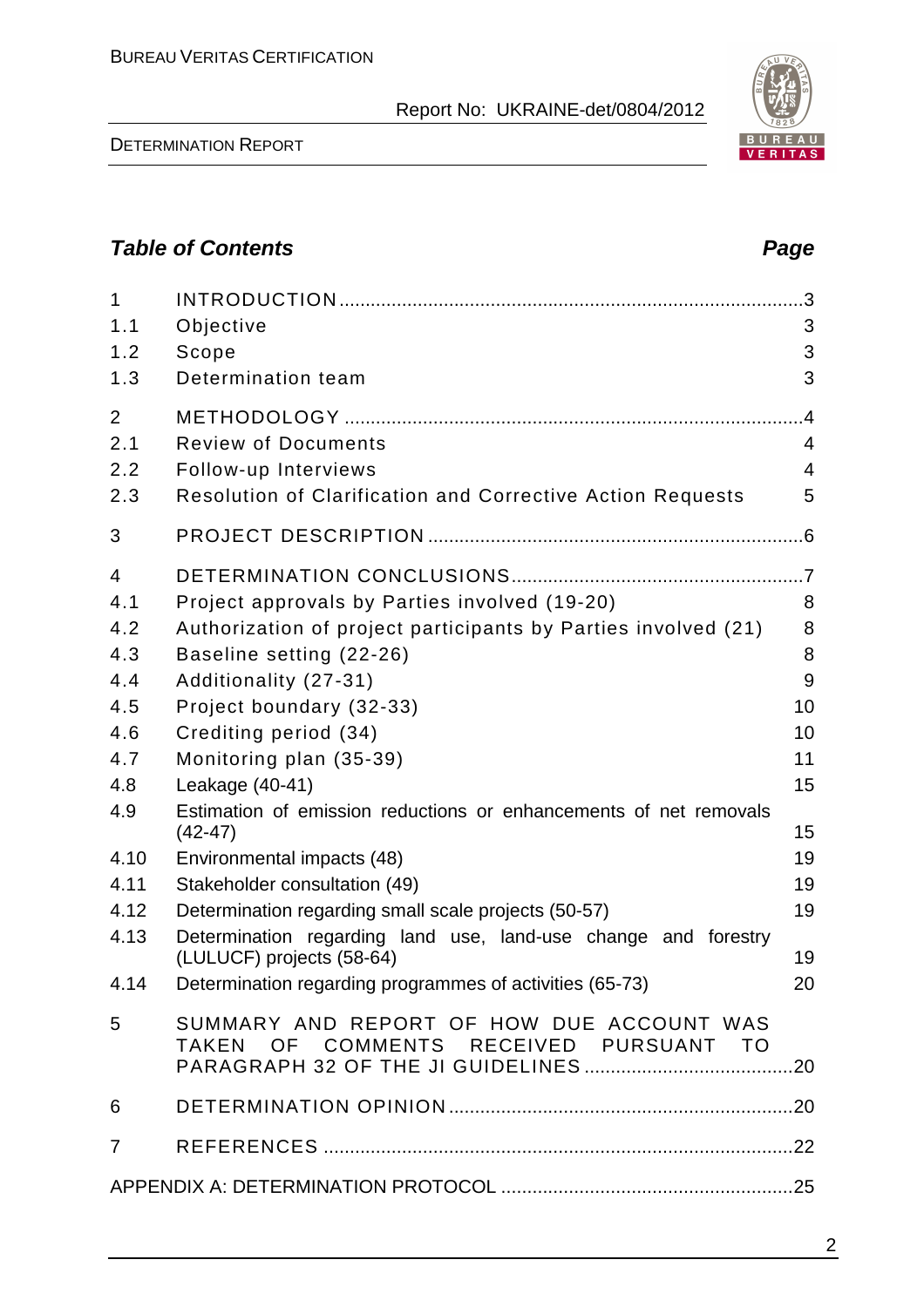## Table of Contents

| | | Page |
|---|---|---|
| 1 | INTRODUCTION | 3 |
| 1.1 | Objective | 3 |
| 1.2 | Scope | 3 |
| 1.3 | Determination team | 3 |
| 2 | METHODOLOGY | 4 |
| 2.1 | Review of Documents | 4 |
| 2.2 | Follow-up Interviews | 4 |
| 2.3 | Resolution of Clarification and Corrective Action Requests | 5 |
| 3 | PROJECT DESCRIPTION | 6 |
| 4 | DETERMINATION CONCLUSIONS | 7 |
| 4.1 | Project approvals by Parties involved (19-20) | 8 |
| 4.2 | Authorization of project participants by Parties involved (21) | 8 |
| 4.3 | Baseline setting (22-26) | 8 |
| 4.4 | Additionality (27-31) | 9 |
| 4.5 | Project boundary (32-33) | 10 |
| 4.6 | Crediting period (34) | 10 |
| 4.7 | Monitoring plan (35-39) | 11 |
| 4.8 | Leakage (40-41) | 15 |
| 4.9 | Estimation of emission reductions or enhancements of net removals (42-47) | 15 |
| 4.10 | Environmental impacts (48) | 19 |
| 4.11 | Stakeholder consultation (49) | 19 |
| 4.12 | Determination regarding small scale projects (50-57) | 19 |
| 4.13 | Determination regarding land use, land-use change and forestry (LULUCF) projects (58-64) | 19 |
| 4.14 | Determination regarding programmes of activities (65-73) | 20 |
| 5 | SUMMARY AND REPORT OF HOW DUE ACCOUNT WAS TAKEN OF COMMENTS RECEIVED PURSUANT TO PARAGRAPH 32 OF THE JI GUIDELINES | 20 |
| 6 | DETERMINATION OPINION | 20 |
| 7 | REFERENCES | 22 |
| | APPENDIX A: DETERMINATION PROTOCOL | 25 |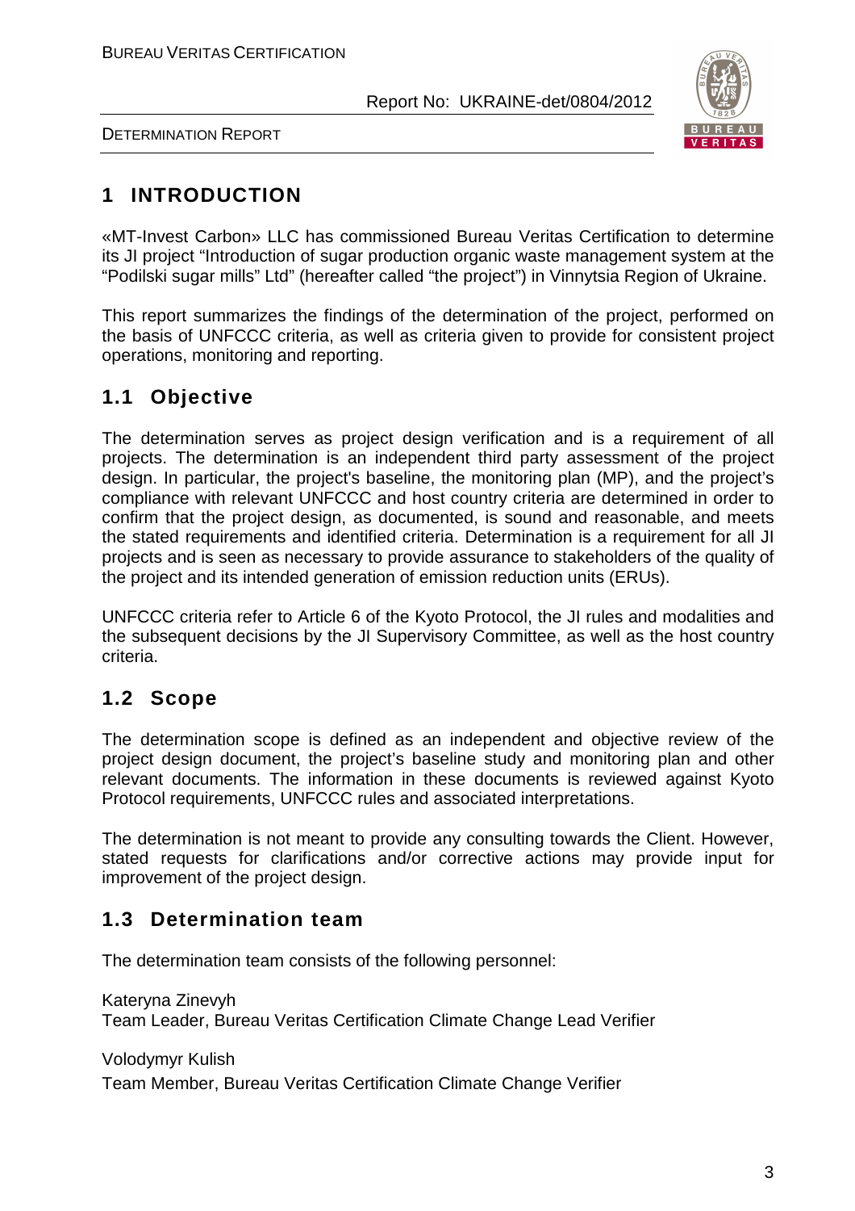# 1 INTRODUCTION

«MT-Invest Carbon» LLC has commissioned Bureau Veritas Certification to determine its JI project "Introduction of sugar production organic waste management system at the "Podilski sugar mills" Ltd" (hereafter called "the project") in Vinnytsia Region of Ukraine.

This report summarizes the findings of the determination of the project, performed on the basis of UNFCCC criteria, as well as criteria given to provide for consistent project operations, monitoring and reporting.

## 1.1 Objective

The determination serves as project design verification and is a requirement of all projects. The determination is an independent third party assessment of the project design. In particular, the project's baseline, the monitoring plan (MP), and the project's compliance with relevant UNFCCC and host country criteria are determined in order to confirm that the project design, as documented, is sound and reasonable, and meets the stated requirements and identified criteria. Determination is a requirement for all JI projects and is seen as necessary to provide assurance to stakeholders of the quality of the project and its intended generation of emission reduction units (ERUs).

UNFCCC criteria refer to Article 6 of the Kyoto Protocol, the JI rules and modalities and the subsequent decisions by the JI Supervisory Committee, as well as the host country criteria.

## 1.2 Scope

The determination scope is defined as an independent and objective review of the project design document, the project's baseline study and monitoring plan and other relevant documents. The information in these documents is reviewed against Kyoto Protocol requirements, UNFCCC rules and associated interpretations.

The determination is not meant to provide any consulting towards the Client. However, stated requests for clarifications and/or corrective actions may provide input for improvement of the project design.

## 1.3 Determination team

The determination team consists of the following personnel:

Kateryna Zinevyh
Team Leader, Bureau Veritas Certification Climate Change Lead Verifier

Volodymyr Kulish
Team Member, Bureau Veritas Certification Climate Change Verifier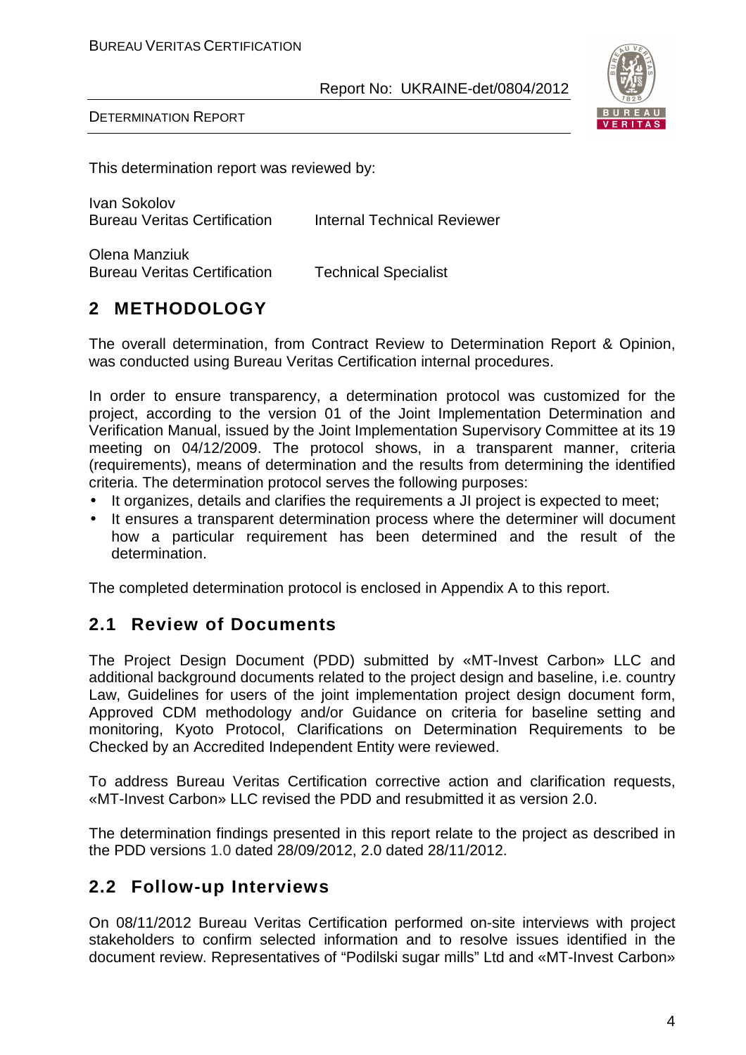This determination report was reviewed by:

| | |
|---|---|
| Ivan Sokolov<br>Bureau Veritas Certification | Internal Technical Reviewer |
| Olena Manziuk<br>Bureau Veritas Certification | Technical Specialist |

## 2 METHODOLOGY

The overall determination, from Contract Review to Determination Report & Opinion, was conducted using Bureau Veritas Certification internal procedures.

In order to ensure transparency, a determination protocol was customized for the project, according to the version 01 of the Joint Implementation Determination and Verification Manual, issued by the Joint Implementation Supervisory Committee at its 19 meeting on 04/12/2009. The protocol shows, in a transparent manner, criteria (requirements), means of determination and the results from determining the identified criteria. The determination protocol serves the following purposes:

- It organizes, details and clarifies the requirements a JI project is expected to meet;
- It ensures a transparent determination process where the determiner will document how a particular requirement has been determined and the result of the determination.

The completed determination protocol is enclosed in Appendix A to this report.

### 2.1 Review of Documents

The Project Design Document (PDD) submitted by «MT-Invest Carbon» LLC and additional background documents related to the project design and baseline, i.e. country Law, Guidelines for users of the joint implementation project design document form, Approved CDM methodology and/or Guidance on criteria for baseline setting and monitoring, Kyoto Protocol, Clarifications on Determination Requirements to be Checked by an Accredited Independent Entity were reviewed.

To address Bureau Veritas Certification corrective action and clarification requests, «MT-Invest Carbon» LLC revised the PDD and resubmitted it as version 2.0.

The determination findings presented in this report relate to the project as described in the PDD versions 1.0 dated 28/09/2012, 2.0 dated 28/11/2012.

### 2.2 Follow-up Interviews

On 08/11/2012 Bureau Veritas Certification performed on-site interviews with project stakeholders to confirm selected information and to resolve issues identified in the document review. Representatives of "Podilski sugar mills" Ltd and «MT-Invest Carbon»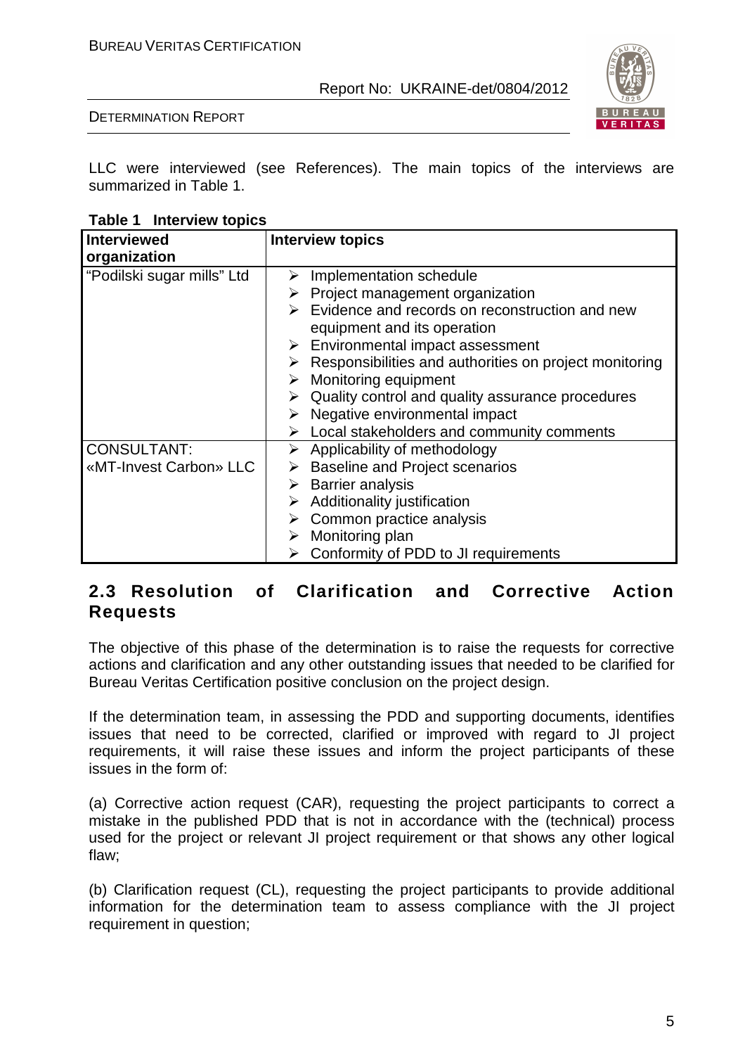LLC were interviewed (see References). The main topics of the interviews are summarized in Table 1.

**Table 1 Interview topics**

| Interviewed organization | Interview topics |
|---|---|
| "Podilski sugar mills" Ltd | ➢ Implementation schedule<br>➢ Project management organization<br>➢ Evidence and records on reconstruction and new equipment and its operation<br>➢ Environmental impact assessment<br>➢ Responsibilities and authorities on project monitoring<br>➢ Monitoring equipment<br>➢ Quality control and quality assurance procedures<br>➢ Negative environmental impact<br>➢ Local stakeholders and community comments |
| CONSULTANT: «MT-Invest Carbon» LLC | ➢ Applicability of methodology<br>➢ Baseline and Project scenarios<br>➢ Barrier analysis<br>➢ Additionality justification<br>➢ Common practice analysis<br>➢ Monitoring plan<br>➢ Conformity of PDD to JI requirements |

## 2.3 Resolution of Clarification and Corrective Action Requests

The objective of this phase of the determination is to raise the requests for corrective actions and clarification and any other outstanding issues that needed to be clarified for Bureau Veritas Certification positive conclusion on the project design.

If the determination team, in assessing the PDD and supporting documents, identifies issues that need to be corrected, clarified or improved with regard to JI project requirements, it will raise these issues and inform the project participants of these issues in the form of:

(a) Corrective action request (CAR), requesting the project participants to correct a mistake in the published PDD that is not in accordance with the (technical) process used for the project or relevant JI project requirement or that shows any other logical flaw;

(b) Clarification request (CL), requesting the project participants to provide additional information for the determination team to assess compliance with the JI project requirement in question;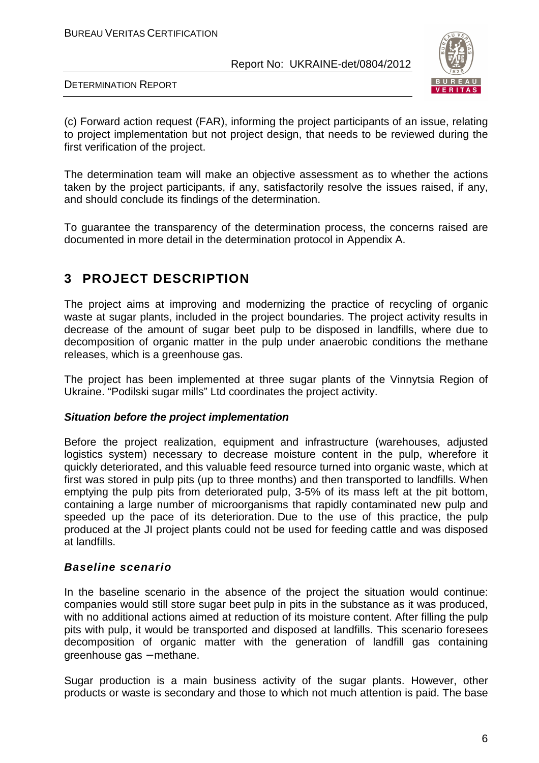(c) Forward action request (FAR), informing the project participants of an issue, relating to project implementation but not project design, that needs to be reviewed during the first verification of the project.

The determination team will make an objective assessment as to whether the actions taken by the project participants, if any, satisfactorily resolve the issues raised, if any, and should conclude its findings of the determination.

To guarantee the transparency of the determination process, the concerns raised are documented in more detail in the determination protocol in Appendix A.

# 3 PROJECT DESCRIPTION

The project aims at improving and modernizing the practice of recycling of organic waste at sugar plants, included in the project boundaries. The project activity results in decrease of the amount of sugar beet pulp to be disposed in landfills, where due to decomposition of organic matter in the pulp under anaerobic conditions the methane releases, which is a greenhouse gas.

The project has been implemented at three sugar plants of the Vinnytsia Region of Ukraine. "Podilski sugar mills" Ltd coordinates the project activity.

***Situation before the project implementation***

Before the project realization, equipment and infrastructure (warehouses, adjusted logistics system) necessary to decrease moisture content in the pulp, wherefore it quickly deteriorated, and this valuable feed resource turned into organic waste, which at first was stored in pulp pits (up to three months) and then transported to landfills. When emptying the pulp pits from deteriorated pulp, 3-5% of its mass left at the pit bottom, containing a large number of microorganisms that rapidly contaminated new pulp and speeded up the pace of its deterioration. Due to the use of this practice, the pulp produced at the JI project plants could not be used for feeding cattle and was disposed at landfills.

***Baseline scenario***

In the baseline scenario in the absence of the project the situation would continue: companies would still store sugar beet pulp in pits in the substance as it was produced, with no additional actions aimed at reduction of its moisture content. After filling the pulp pits with pulp, it would be transported and disposed at landfills. This scenario foresees decomposition of organic matter with the generation of landfill gas containing greenhouse gas – methane.

Sugar production is a main business activity of the sugar plants. However, other products or waste is secondary and those to which not much attention is paid. The base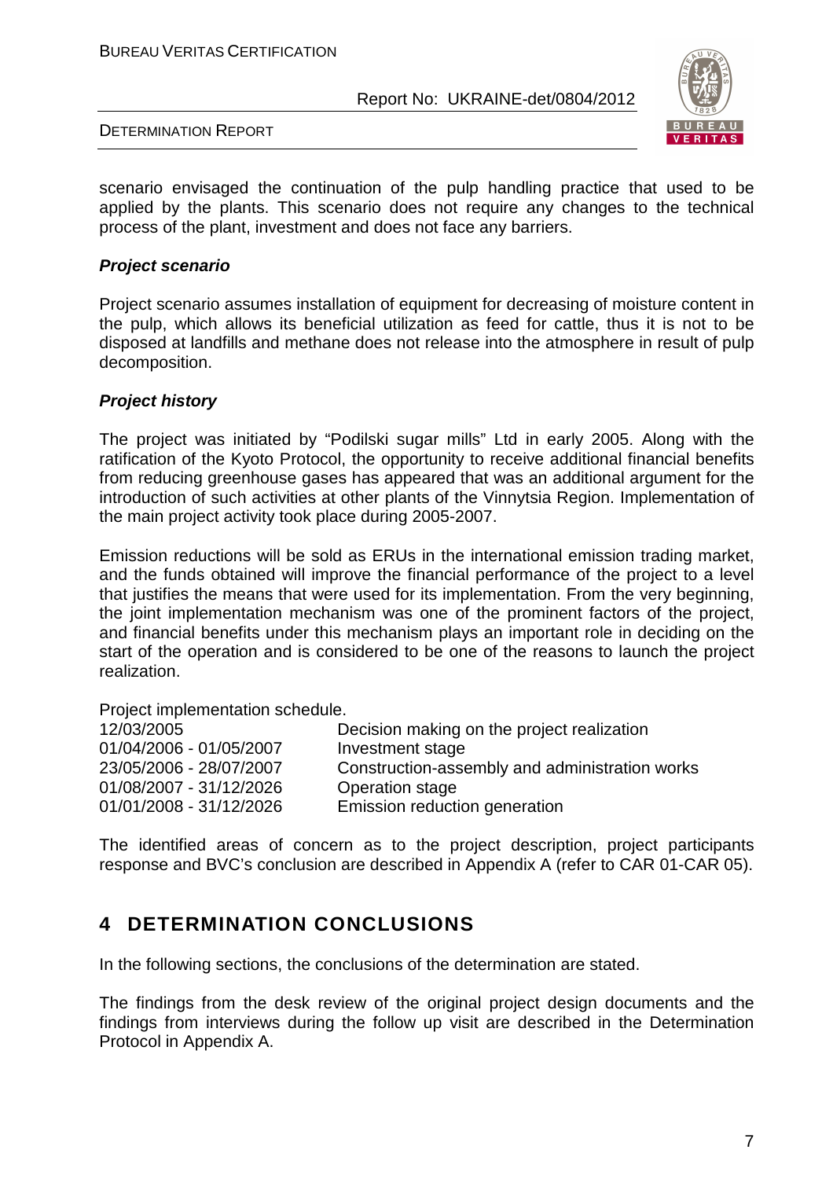scenario envisaged the continuation of the pulp handling practice that used to be applied by the plants. This scenario does not require any changes to the technical process of the plant, investment and does not face any barriers.

***Project scenario***

Project scenario assumes installation of equipment for decreasing of moisture content in the pulp, which allows its beneficial utilization as feed for cattle, thus it is not to be disposed at landfills and methane does not release into the atmosphere in result of pulp decomposition.

***Project history***

The project was initiated by "Podilski sugar mills" Ltd in early 2005. Along with the ratification of the Kyoto Protocol, the opportunity to receive additional financial benefits from reducing greenhouse gases has appeared that was an additional argument for the introduction of such activities at other plants of the Vinnytsia Region. Implementation of the main project activity took place during 2005-2007.

Emission reductions will be sold as ERUs in the international emission trading market, and the funds obtained will improve the financial performance of the project to a level that justifies the means that were used for its implementation. From the very beginning, the joint implementation mechanism was one of the prominent factors of the project, and financial benefits under this mechanism plays an important role in deciding on the start of the operation and is considered to be one of the reasons to launch the project realization.

Project implementation schedule.

| | |
|---|---|
| 12/03/2005 | Decision making on the project realization |
| 01/04/2006 - 01/05/2007 | Investment stage |
| 23/05/2006 - 28/07/2007 | Construction-assembly and administration works |
| 01/08/2007 - 31/12/2026 | Operation stage |
| 01/01/2008 - 31/12/2026 | Emission reduction generation |

The identified areas of concern as to the project description, project participants response and BVC's conclusion are described in Appendix A (refer to CAR 01-CAR 05).

# 4 DETERMINATION CONCLUSIONS

In the following sections, the conclusions of the determination are stated.

The findings from the desk review of the original project design documents and the findings from interviews during the follow up visit are described in the Determination Protocol in Appendix A.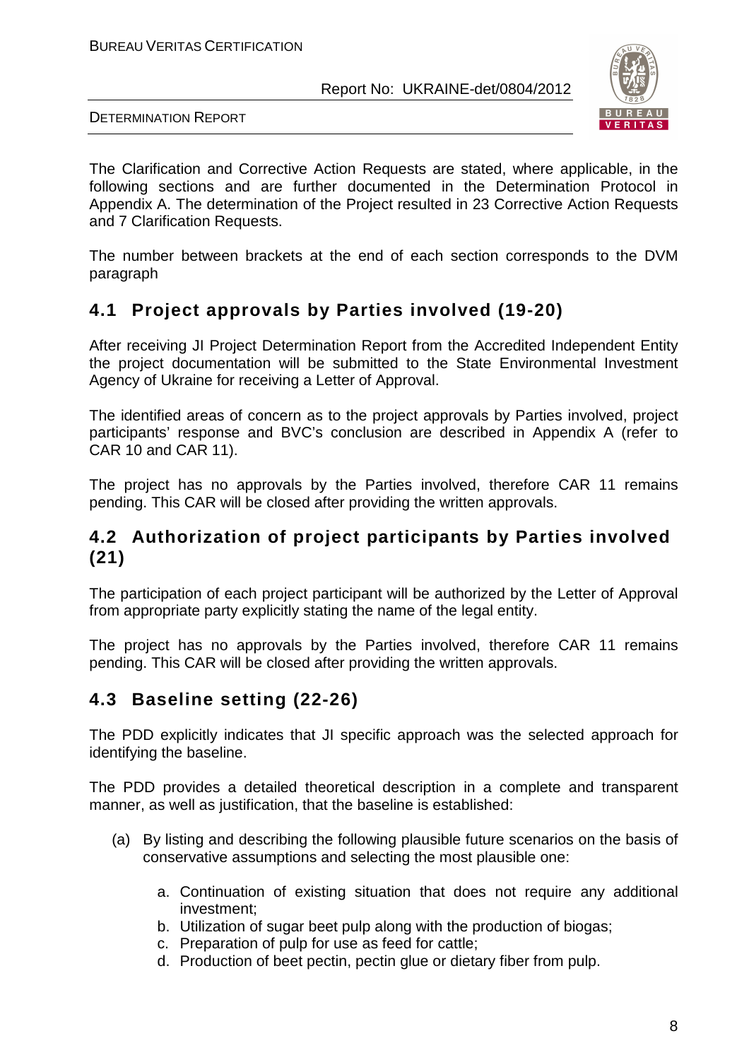The Clarification and Corrective Action Requests are stated, where applicable, in the following sections and are further documented in the Determination Protocol in Appendix A. The determination of the Project resulted in 23 Corrective Action Requests and 7 Clarification Requests.

The number between brackets at the end of each section corresponds to the DVM paragraph

## 4.1 Project approvals by Parties involved (19-20)

After receiving JI Project Determination Report from the Accredited Independent Entity the project documentation will be submitted to the State Environmental Investment Agency of Ukraine for receiving a Letter of Approval.

The identified areas of concern as to the project approvals by Parties involved, project participants' response and BVC's conclusion are described in Appendix A (refer to CAR 10 and CAR 11).

The project has no approvals by the Parties involved, therefore CAR 11 remains pending. This CAR will be closed after providing the written approvals.

## 4.2 Authorization of project participants by Parties involved (21)

The participation of each project participant will be authorized by the Letter of Approval from appropriate party explicitly stating the name of the legal entity.

The project has no approvals by the Parties involved, therefore CAR 11 remains pending. This CAR will be closed after providing the written approvals.

## 4.3 Baseline setting (22-26)

The PDD explicitly indicates that JI specific approach was the selected approach for identifying the baseline.

The PDD provides a detailed theoretical description in a complete and transparent manner, as well as justification, that the baseline is established:

(a) By listing and describing the following plausible future scenarios on the basis of conservative assumptions and selecting the most plausible one:

   a. Continuation of existing situation that does not require any additional investment;
   b. Utilization of sugar beet pulp along with the production of biogas;
   c. Preparation of pulp for use as feed for cattle;
   d. Production of beet pectin, pectin glue or dietary fiber from pulp.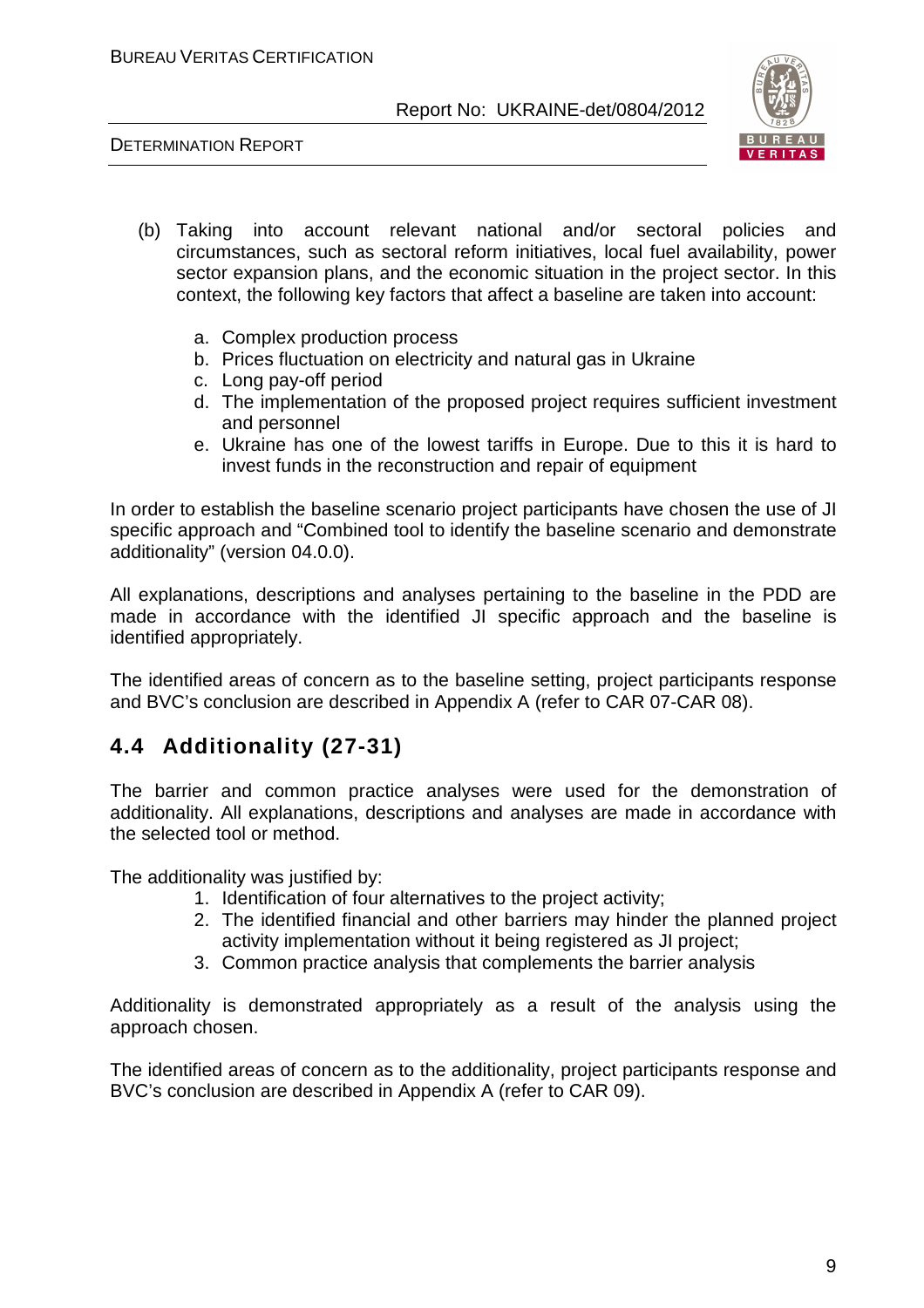(b) Taking into account relevant national and/or sectoral policies and circumstances, such as sectoral reform initiatives, local fuel availability, power sector expansion plans, and the economic situation in the project sector. In this context, the following key factors that affect a baseline are taken into account:

   a. Complex production process
   b. Prices fluctuation on electricity and natural gas in Ukraine
   c. Long pay-off period
   d. The implementation of the proposed project requires sufficient investment and personnel
   e. Ukraine has one of the lowest tariffs in Europe. Due to this it is hard to invest funds in the reconstruction and repair of equipment

In order to establish the baseline scenario project participants have chosen the use of JI specific approach and "Combined tool to identify the baseline scenario and demonstrate additionality" (version 04.0.0).

All explanations, descriptions and analyses pertaining to the baseline in the PDD are made in accordance with the identified JI specific approach and the baseline is identified appropriately.

The identified areas of concern as to the baseline setting, project participants response and BVC's conclusion are described in Appendix A (refer to CAR 07-CAR 08).

## 4.4 Additionality (27-31)

The barrier and common practice analyses were used for the demonstration of additionality. All explanations, descriptions and analyses are made in accordance with the selected tool or method.

The additionality was justified by:

1. Identification of four alternatives to the project activity;
2. The identified financial and other barriers may hinder the planned project activity implementation without it being registered as JI project;
3. Common practice analysis that complements the barrier analysis

Additionality is demonstrated appropriately as a result of the analysis using the approach chosen.

The identified areas of concern as to the additionality, project participants response and BVC's conclusion are described in Appendix A (refer to CAR 09).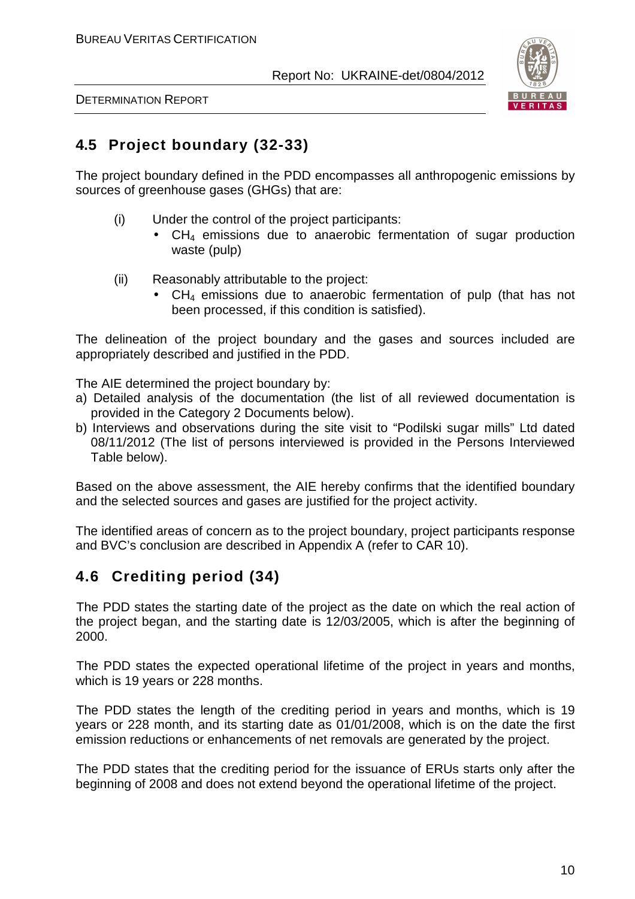## 4.5 Project boundary (32-33)

The project boundary defined in the PDD encompasses all anthropogenic emissions by sources of greenhouse gases (GHGs) that are:

(i) Under the control of the project participants:
- $CH_4$ emissions due to anaerobic fermentation of sugar production waste (pulp)

(ii) Reasonably attributable to the project:
- $CH_4$ emissions due to anaerobic fermentation of pulp (that has not been processed, if this condition is satisfied).

The delineation of the project boundary and the gases and sources included are appropriately described and justified in the PDD.

The AIE determined the project boundary by:

a) Detailed analysis of the documentation (the list of all reviewed documentation is provided in the Category 2 Documents below).
b) Interviews and observations during the site visit to "Podilski sugar mills" Ltd dated 08/11/2012 (The list of persons interviewed is provided in the Persons Interviewed Table below).

Based on the above assessment, the AIE hereby confirms that the identified boundary and the selected sources and gases are justified for the project activity.

The identified areas of concern as to the project boundary, project participants response and BVC's conclusion are described in Appendix A (refer to CAR 10).

## 4.6 Crediting period (34)

The PDD states the starting date of the project as the date on which the real action of the project began, and the starting date is 12/03/2005, which is after the beginning of 2000.

The PDD states the expected operational lifetime of the project in years and months, which is 19 years or 228 months.

The PDD states the length of the crediting period in years and months, which is 19 years or 228 month, and its starting date as 01/01/2008, which is on the date the first emission reductions or enhancements of net removals are generated by the project.

The PDD states that the crediting period for the issuance of ERUs starts only after the beginning of 2008 and does not extend beyond the operational lifetime of the project.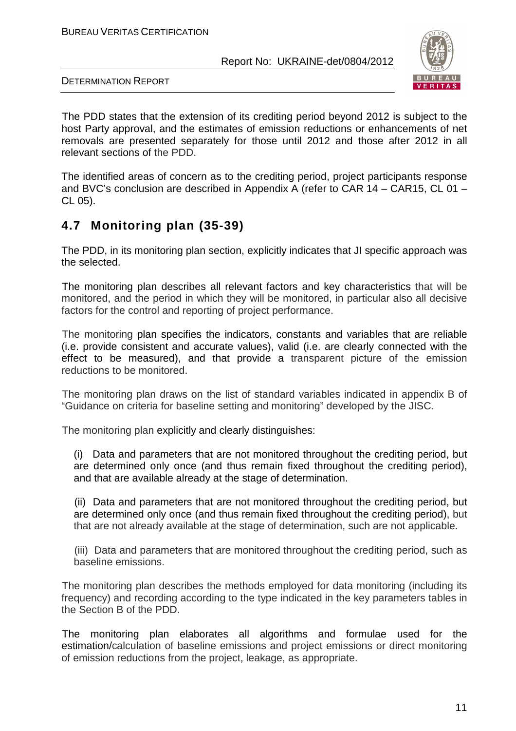The PDD states that the extension of its crediting period beyond 2012 is subject to the host Party approval, and the estimates of emission reductions or enhancements of net removals are presented separately for those until 2012 and those after 2012 in all relevant sections of the PDD.

The identified areas of concern as to the crediting period, project participants response and BVC's conclusion are described in Appendix A (refer to CAR 14 – CAR15, CL 01 – CL 05).

## 4.7 Monitoring plan (35-39)

The PDD, in its monitoring plan section, explicitly indicates that JI specific approach was the selected.

The monitoring plan describes all relevant factors and key characteristics that will be monitored, and the period in which they will be monitored, in particular also all decisive factors for the control and reporting of project performance.

The monitoring plan specifies the indicators, constants and variables that are reliable (i.e. provide consistent and accurate values), valid (i.e. are clearly connected with the effect to be measured), and that provide a transparent picture of the emission reductions to be monitored.

The monitoring plan draws on the list of standard variables indicated in appendix B of "Guidance on criteria for baseline setting and monitoring" developed by the JISC.

The monitoring plan explicitly and clearly distinguishes:

(i) Data and parameters that are not monitored throughout the crediting period, but are determined only once (and thus remain fixed throughout the crediting period), and that are available already at the stage of determination.

(ii) Data and parameters that are not monitored throughout the crediting period, but are determined only once (and thus remain fixed throughout the crediting period), but that are not already available at the stage of determination, such are not applicable.

(iii) Data and parameters that are monitored throughout the crediting period, such as baseline emissions.

The monitoring plan describes the methods employed for data monitoring (including its frequency) and recording according to the type indicated in the key parameters tables in the Section B of the PDD.

The monitoring plan elaborates all algorithms and formulae used for the estimation/calculation of baseline emissions and project emissions or direct monitoring of emission reductions from the project, leakage, as appropriate.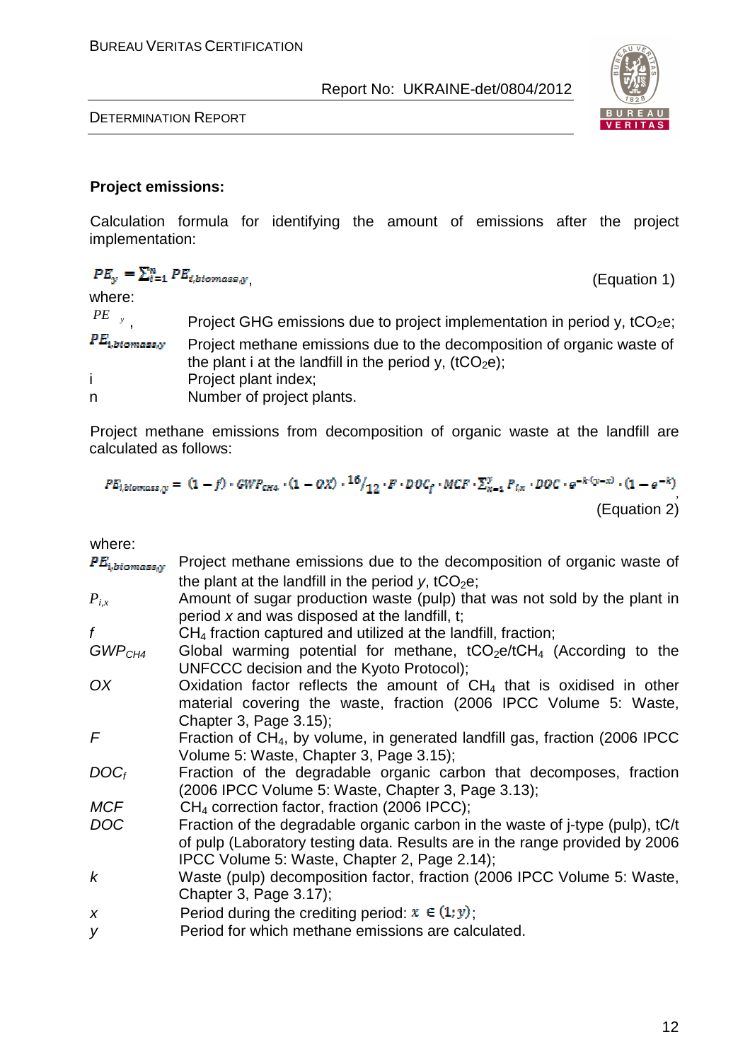**Project emissions:**

Calculation formula for identifying the amount of emissions after the project implementation:

$$PE_y = \sum_{i=1}^{n} PE_{i,biomass,y},$$ (Equation 1)

where:

| | |
|---|---|
| $PE_y$, | Project GHG emissions due to project implementation in period y, $tCO_2e$; |
| $PE_{i,biomass,y}$ | Project methane emissions due to the decomposition of organic waste of the plant i at the landfill in the period y, ($tCO_2e$); |
| i | Project plant index; |
| n | Number of project plants. |

Project methane emissions from decomposition of organic waste at the landfill are calculated as follows:

$$PE_{i,biomass,y} = (1-f) \cdot GWP_{CH4} \cdot (1-OX) \cdot {}^{16}/_{12} \cdot F \cdot DOC_f \cdot MCF \cdot \sum_{x=1}^{y} P_{i,x} \cdot DOC \cdot e^{-k \cdot (y-x)} \cdot (1-e^{-k}),$$ (Equation 2)

where:

| | |
|---|---|
| $PE_{i,biomass,y}$ | Project methane emissions due to the decomposition of organic waste of the plant at the landfill in the period *y*, $tCO_2e$; |
| $P_{i,x}$ | Amount of sugar production waste (pulp) that was not sold by the plant in period *x* and was disposed at the landfill, t; |
| *f* | $CH_4$ fraction captured and utilized at the landfill, fraction; |
| $GWP_{CH4}$ | Global warming potential for methane, $tCO_2e/tCH_4$ (According to the UNFCCC decision and the Kyoto Protocol); |
| *OX* | Oxidation factor reflects the amount of $CH_4$ that is oxidised in other material covering the waste, fraction (2006 IPCC Volume 5: Waste, Chapter 3, Page 3.15); |
| *F* | Fraction of $CH_4$, by volume, in generated landfill gas, fraction (2006 IPCC Volume 5: Waste, Chapter 3, Page 3.15); |
| $DOC_f$ | Fraction of the degradable organic carbon that decomposes, fraction (2006 IPCC Volume 5: Waste, Chapter 3, Page 3.13); |
| *MCF* | $CH_4$ correction factor, fraction (2006 IPCC); |
| *DOC* | Fraction of the degradable organic carbon in the waste of j-type (pulp), tC/t of pulp (Laboratory testing data. Results are in the range provided by 2006 IPCC Volume 5: Waste, Chapter 2, Page 2.14); |
| *k* | Waste (pulp) decomposition factor, fraction (2006 IPCC Volume 5: Waste, Chapter 3, Page 3.17); |
| *x* | Period during the crediting period: $x \in (1;y)$; |
| *y* | Period for which methane emissions are calculated. |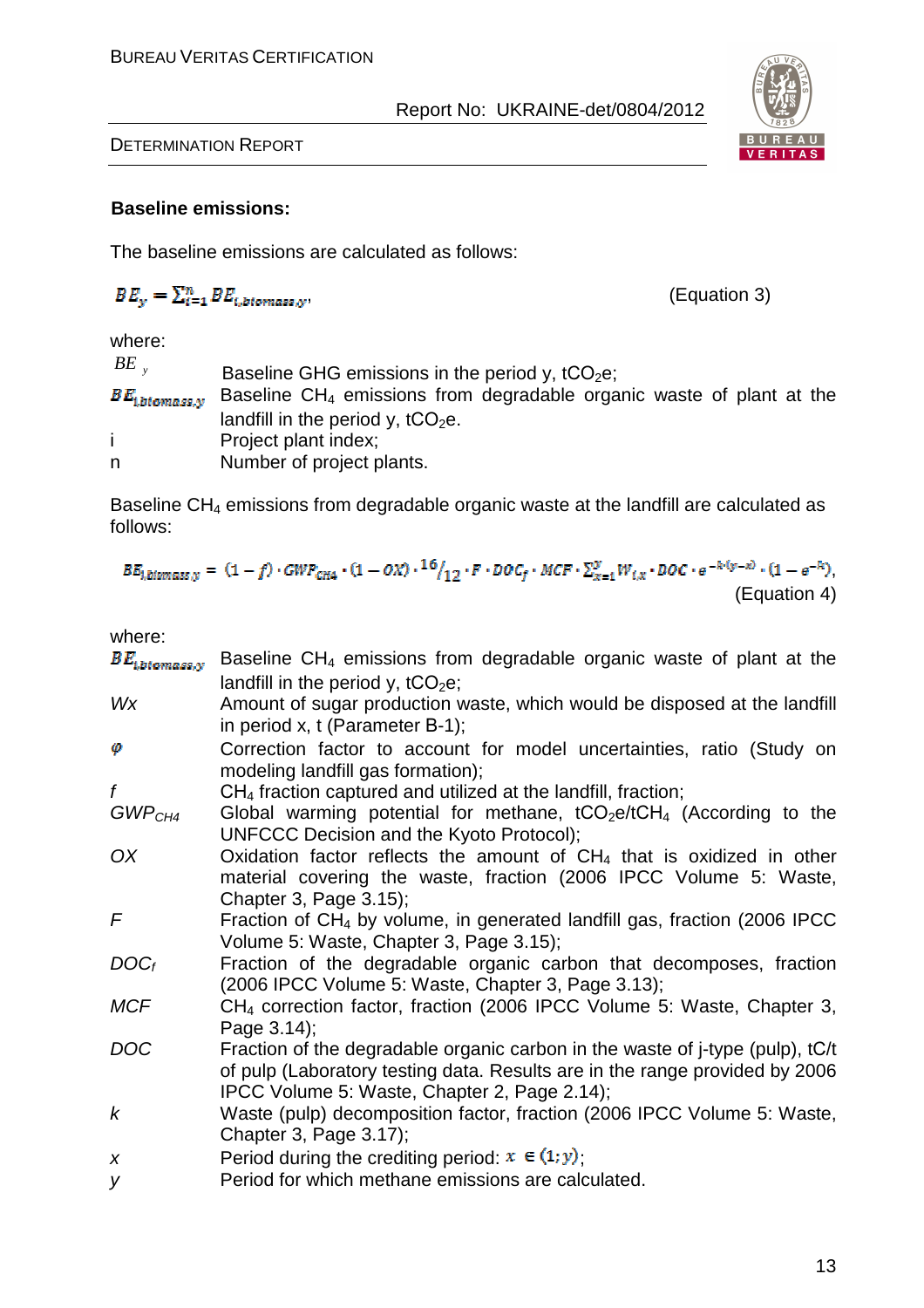**Baseline emissions:**

The baseline emissions are calculated as follows:

$$BE_y = \sum_{i=1}^{n} BE_{i,biomass,y},$$ (Equation 3)

where:

| | |
|---|---|
| $BE_y$ | Baseline GHG emissions in the period y, $tCO_2e$; |
| $BE_{i,biomass,y}$ | Baseline $CH_4$ emissions from degradable organic waste of plant at the landfill in the period y, $tCO_2e$. |
| i | Project plant index; |
| n | Number of project plants. |

Baseline $CH_4$ emissions from degradable organic waste at the landfill are calculated as follows:

$$BE_{i,biomass,y} = (1-f) \cdot GWP_{CH4} \cdot (1-OX) \cdot {}^{16}/_{12} \cdot F \cdot DOC_f \cdot MCF \cdot \sum_{x=1}^{y} W_{i,x} \cdot DOC \cdot e^{-k \cdot (y-x)} \cdot (1-e^{-k}),$$

(Equation 4)

where:

| | |
|---|---|
| $BE_{i,biomass,y}$ | Baseline $CH_4$ emissions from degradable organic waste of plant at the landfill in the period y, $tCO_2e$; |
| *Wx* | Amount of sugar production waste, which would be disposed at the landfill in period x, t (Parameter B-1); |
| $\varphi$ | Correction factor to account for model uncertainties, ratio (Study on modeling landfill gas formation); |
| *f* | $CH_4$ fraction captured and utilized at the landfill, fraction; |
| $GWP_{CH4}$ | Global warming potential for methane, $tCO_2e/tCH_4$ (According to the UNFCCC Decision and the Kyoto Protocol); |
| *OX* | Oxidation factor reflects the amount of $CH_4$ that is oxidized in other material covering the waste, fraction (2006 IPCC Volume 5: Waste, Chapter 3, Page 3.15); |
| *F* | Fraction of $CH_4$ by volume, in generated landfill gas, fraction (2006 IPCC Volume 5: Waste, Chapter 3, Page 3.15); |
| $DOC_f$ | Fraction of the degradable organic carbon that decomposes, fraction (2006 IPCC Volume 5: Waste, Chapter 3, Page 3.13); |
| *MCF* | $CH_4$ correction factor, fraction (2006 IPCC Volume 5: Waste, Chapter 3, Page 3.14); |
| *DOC* | Fraction of the degradable organic carbon in the waste of j-type (pulp), tC/t of pulp (Laboratory testing data. Results are in the range provided by 2006 IPCC Volume 5: Waste, Chapter 2, Page 2.14); |
| *k* | Waste (pulp) decomposition factor, fraction (2006 IPCC Volume 5: Waste, Chapter 3, Page 3.17); |
| *x* | Period during the crediting period: $x \in (1; y)$; |
| *y* | Period for which methane emissions are calculated. |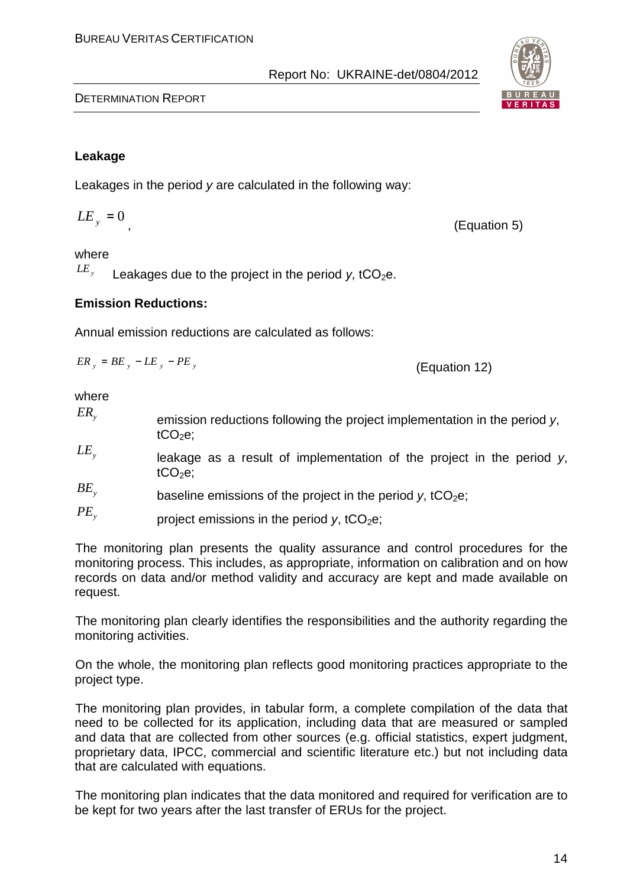**Leakage**

Leakages in the period *y* are calculated in the following way:

$$LE_y = 0 \quad \text{(Equation 5)}$$

where

$LE_y$ Leakages due to the project in the period *y*, $tCO_2e$.

**Emission Reductions:**

Annual emission reductions are calculated as follows:

$$ER_y = BE_y - LE_y - PE_y \quad \text{(Equation 12)}$$

where

$ER_y$ emission reductions following the project implementation in the period *y*, $tCO_2e$;

$LE_y$ leakage as a result of implementation of the project in the period *y*, $tCO_2e$;

$BE_y$ baseline emissions of the project in the period *y*, $tCO_2e$;

$PE_y$ project emissions in the period *y*, $tCO_2e$;

The monitoring plan presents the quality assurance and control procedures for the monitoring process. This includes, as appropriate, information on calibration and on how records on data and/or method validity and accuracy are kept and made available on request.

The monitoring plan clearly identifies the responsibilities and the authority regarding the monitoring activities.

On the whole, the monitoring plan reflects good monitoring practices appropriate to the project type.

The monitoring plan provides, in tabular form, a complete compilation of the data that need to be collected for its application, including data that are measured or sampled and data that are collected from other sources (e.g. official statistics, expert judgment, proprietary data, IPCC, commercial and scientific literature etc.) but not including data that are calculated with equations.

The monitoring plan indicates that the data monitored and required for verification are to be kept for two years after the last transfer of ERUs for the project.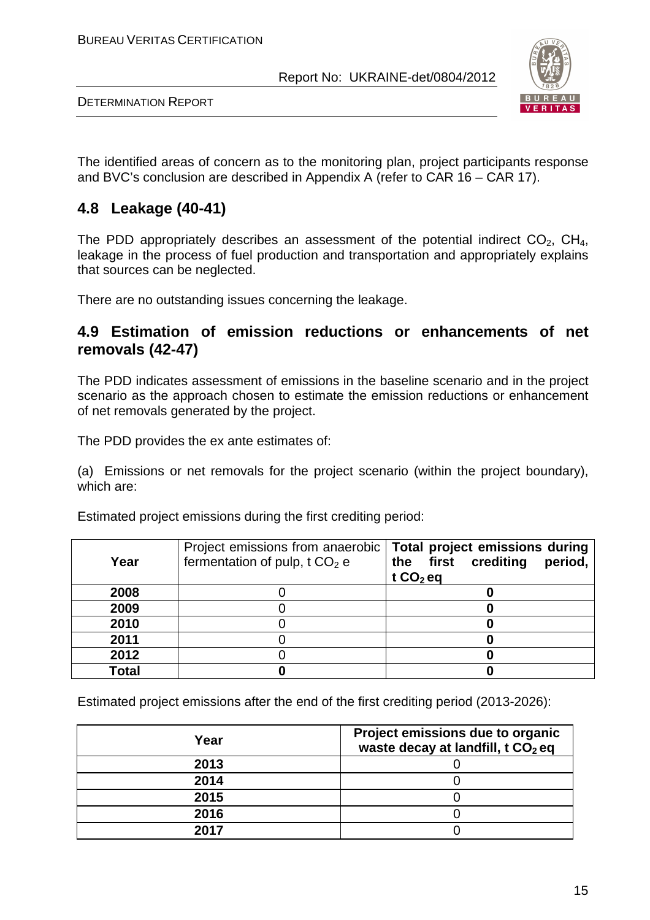The identified areas of concern as to the monitoring plan, project participants response and BVC's conclusion are described in Appendix A (refer to CAR 16 – CAR 17).

## 4.8 Leakage (40-41)

The PDD appropriately describes an assessment of the potential indirect $CO_2$, $CH_4$, leakage in the process of fuel production and transportation and appropriately explains that sources can be neglected.

There are no outstanding issues concerning the leakage.

## 4.9 Estimation of emission reductions or enhancements of net removals (42-47)

The PDD indicates assessment of emissions in the baseline scenario and in the project scenario as the approach chosen to estimate the emission reductions or enhancement of net removals generated by the project.

The PDD provides the ex ante estimates of:

(a) Emissions or net removals for the project scenario (within the project boundary), which are:

Estimated project emissions during the first crediting period:

| Year | Project emissions from anaerobic fermentation of pulp, t $CO_2$ e | Total project emissions during the first crediting period, t $CO_2$ eq |
|---|---|---|
| **2008** | 0 | **0** |
| **2009** | 0 | **0** |
| **2010** | 0 | **0** |
| **2011** | 0 | **0** |
| **2012** | 0 | **0** |
| **Total** | **0** | **0** |

Estimated project emissions after the end of the first crediting period (2013-2026):

| Year | Project emissions due to organic waste decay at landfill, t $CO_2$ eq |
|---|---|
| **2013** | 0 |
| **2014** | 0 |
| **2015** | 0 |
| **2016** | 0 |
| **2017** | 0 |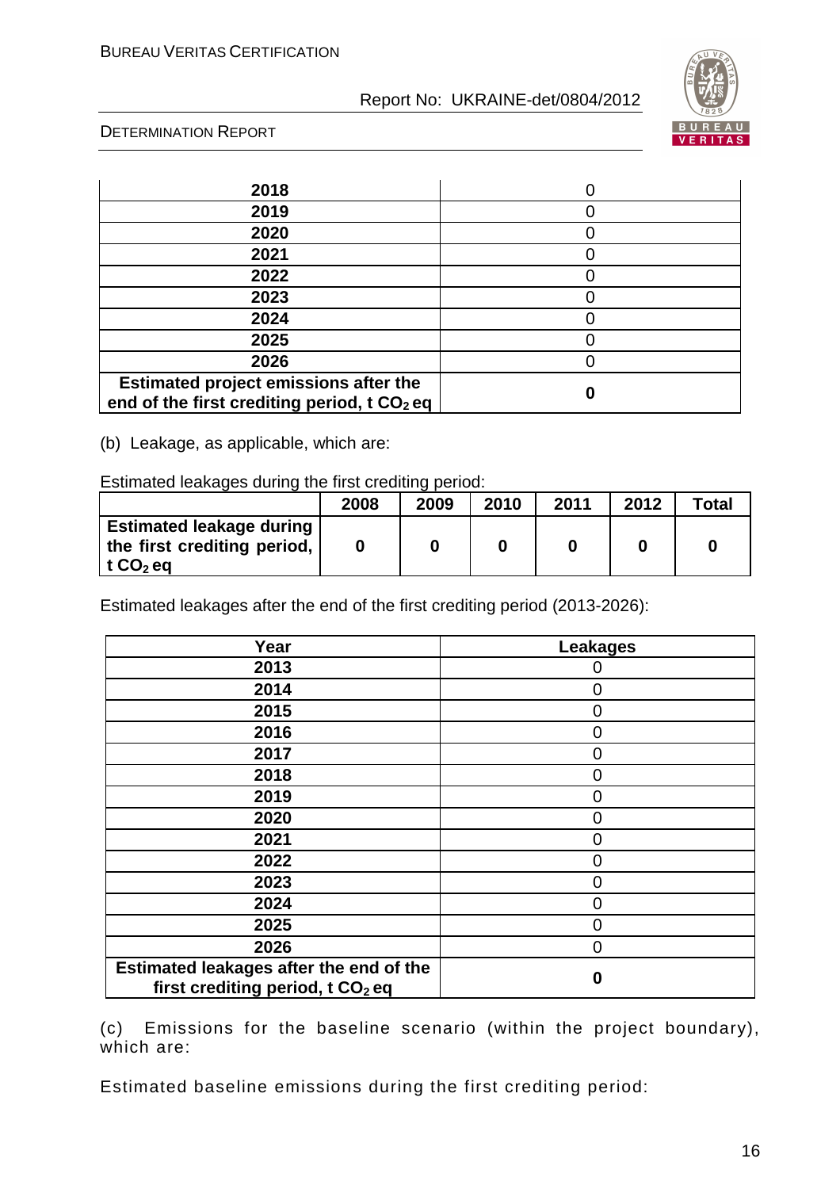| | |
|---|---|
| **2018** | 0 |
| **2019** | 0 |
| **2020** | 0 |
| **2021** | 0 |
| **2022** | 0 |
| **2023** | 0 |
| **2024** | 0 |
| **2025** | 0 |
| **2026** | 0 |
| **Estimated project emissions after the end of the first crediting period, t $CO_2$ eq** | **0** |

(b) Leakage, as applicable, which are:

Estimated leakages during the first crediting period:

| | 2008 | 2009 | 2010 | 2011 | 2012 | Total |
|---|---|---|---|---|---|---|
| **Estimated leakage during the first crediting period, t $CO_2$ eq** | **0** | **0** | **0** | **0** | **0** | **0** |

Estimated leakages after the end of the first crediting period (2013-2026):

| Year | Leakages |
|---|---|
| **2013** | 0 |
| **2014** | 0 |
| **2015** | 0 |
| **2016** | 0 |
| **2017** | 0 |
| **2018** | 0 |
| **2019** | 0 |
| **2020** | 0 |
| **2021** | 0 |
| **2022** | 0 |
| **2023** | 0 |
| **2024** | 0 |
| **2025** | 0 |
| **2026** | 0 |
| **Estimated leakages after the end of the first crediting period, t $CO_2$ eq** | **0** |

(c) Emissions for the baseline scenario (within the project boundary), which are:

Estimated baseline emissions during the first crediting period: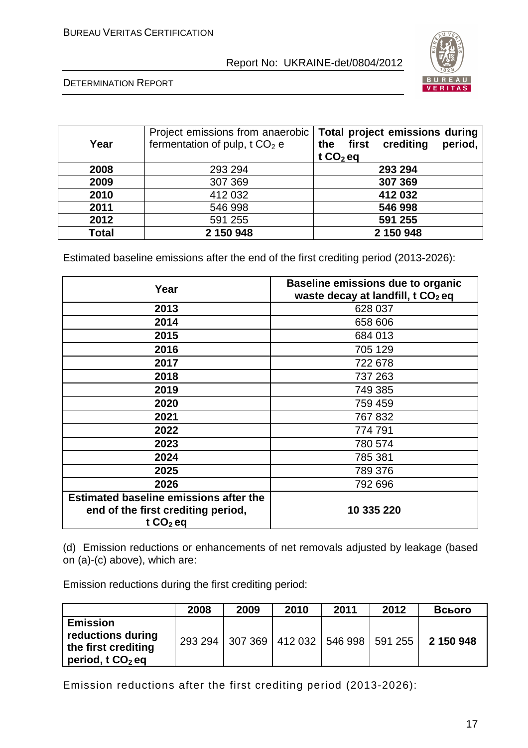| Year | Project emissions from anaerobic fermentation of pulp, t $CO_2$ e | **Total project emissions during the first crediting period, t $CO_2$ eq** |
|---|---|---|
| **2008** | 293 294 | **293 294** |
| **2009** | 307 369 | **307 369** |
| **2010** | 412 032 | **412 032** |
| **2011** | 546 998 | **546 998** |
| **2012** | 591 255 | **591 255** |
| **Total** | **2 150 948** | **2 150 948** |

Estimated baseline emissions after the end of the first crediting period (2013-2026):

| Year | Baseline emissions due to organic waste decay at landfill, t $CO_2$ eq |
|---|---|
| **2013** | 628 037 |
| **2014** | 658 606 |
| **2015** | 684 013 |
| **2016** | 705 129 |
| **2017** | 722 678 |
| **2018** | 737 263 |
| **2019** | 749 385 |
| **2020** | 759 459 |
| **2021** | 767 832 |
| **2022** | 774 791 |
| **2023** | 780 574 |
| **2024** | 785 381 |
| **2025** | 789 376 |
| **2026** | 792 696 |
| **Estimated baseline emissions after the end of the first crediting period, t $CO_2$ eq** | **10 335 220** |

(d) Emission reductions or enhancements of net removals adjusted by leakage (based on (a)-(c) above), which are:

Emission reductions during the first crediting period:

| | 2008 | 2009 | 2010 | 2011 | 2012 | Всього |
|---|---|---|---|---|---|---|
| **Emission reductions during the first crediting period, t $CO_2$ eq** | 293 294 | 307 369 | 412 032 | 546 998 | 591 255 | **2 150 948** |

Emission reductions after the first crediting period (2013-2026):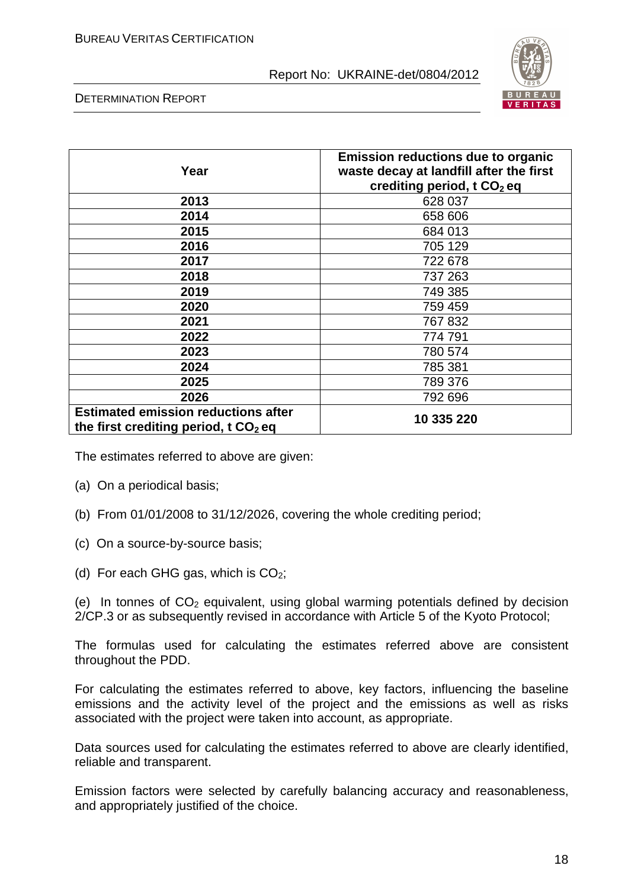| Year | Emission reductions due to organic waste decay at landfill after the first crediting period, t $CO_2$ eq |
|---|---|
| **2013** | 628 037 |
| **2014** | 658 606 |
| **2015** | 684 013 |
| **2016** | 705 129 |
| **2017** | 722 678 |
| **2018** | 737 263 |
| **2019** | 749 385 |
| **2020** | 759 459 |
| **2021** | 767 832 |
| **2022** | 774 791 |
| **2023** | 780 574 |
| **2024** | 785 381 |
| **2025** | 789 376 |
| **2026** | 792 696 |
| **Estimated emission reductions after the first crediting period, t $CO_2$ eq** | **10 335 220** |

The estimates referred to above are given:

(a) On a periodical basis;

(b) From 01/01/2008 to 31/12/2026, covering the whole crediting period;

(c) On a source-by-source basis;

(d) For each GHG gas, which is $CO_2$;

(e) In tonnes of $CO_2$ equivalent, using global warming potentials defined by decision 2/CP.3 or as subsequently revised in accordance with Article 5 of the Kyoto Protocol;

The formulas used for calculating the estimates referred above are consistent throughout the PDD.

For calculating the estimates referred to above, key factors, influencing the baseline emissions and the activity level of the project and the emissions as well as risks associated with the project were taken into account, as appropriate.

Data sources used for calculating the estimates referred to above are clearly identified, reliable and transparent.

Emission factors were selected by carefully balancing accuracy and reasonableness, and appropriately justified of the choice.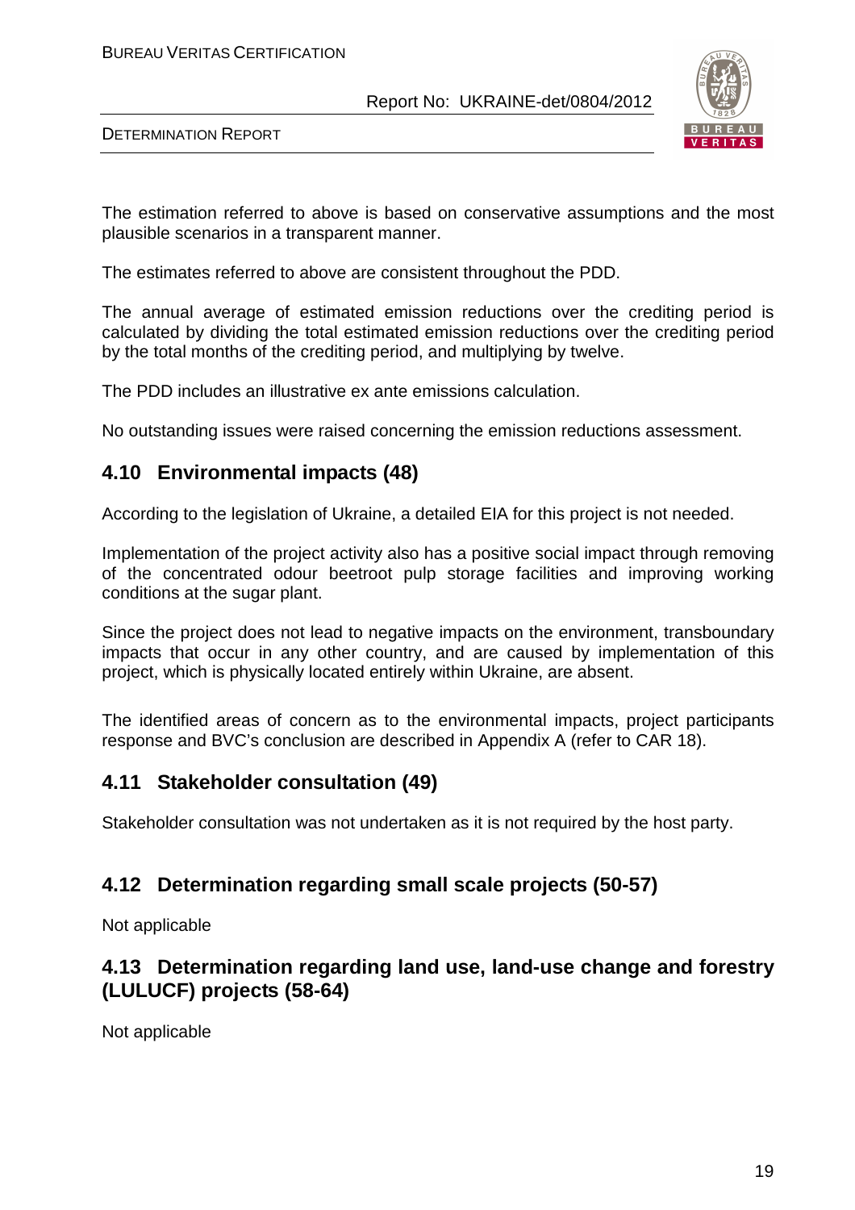The estimation referred to above is based on conservative assumptions and the most plausible scenarios in a transparent manner.

The estimates referred to above are consistent throughout the PDD.

The annual average of estimated emission reductions over the crediting period is calculated by dividing the total estimated emission reductions over the crediting period by the total months of the crediting period, and multiplying by twelve.

The PDD includes an illustrative ex ante emissions calculation.

No outstanding issues were raised concerning the emission reductions assessment.

## 4.10 Environmental impacts (48)

According to the legislation of Ukraine, a detailed EIA for this project is not needed.

Implementation of the project activity also has a positive social impact through removing of the concentrated odour beetroot pulp storage facilities and improving working conditions at the sugar plant.

Since the project does not lead to negative impacts on the environment, transboundary impacts that occur in any other country, and are caused by implementation of this project, which is physically located entirely within Ukraine, are absent.

The identified areas of concern as to the environmental impacts, project participants response and BVC's conclusion are described in Appendix A (refer to CAR 18).

## 4.11 Stakeholder consultation (49)

Stakeholder consultation was not undertaken as it is not required by the host party.

## 4.12 Determination regarding small scale projects (50-57)

Not applicable

## 4.13 Determination regarding land use, land-use change and forestry (LULUCF) projects (58-64)

Not applicable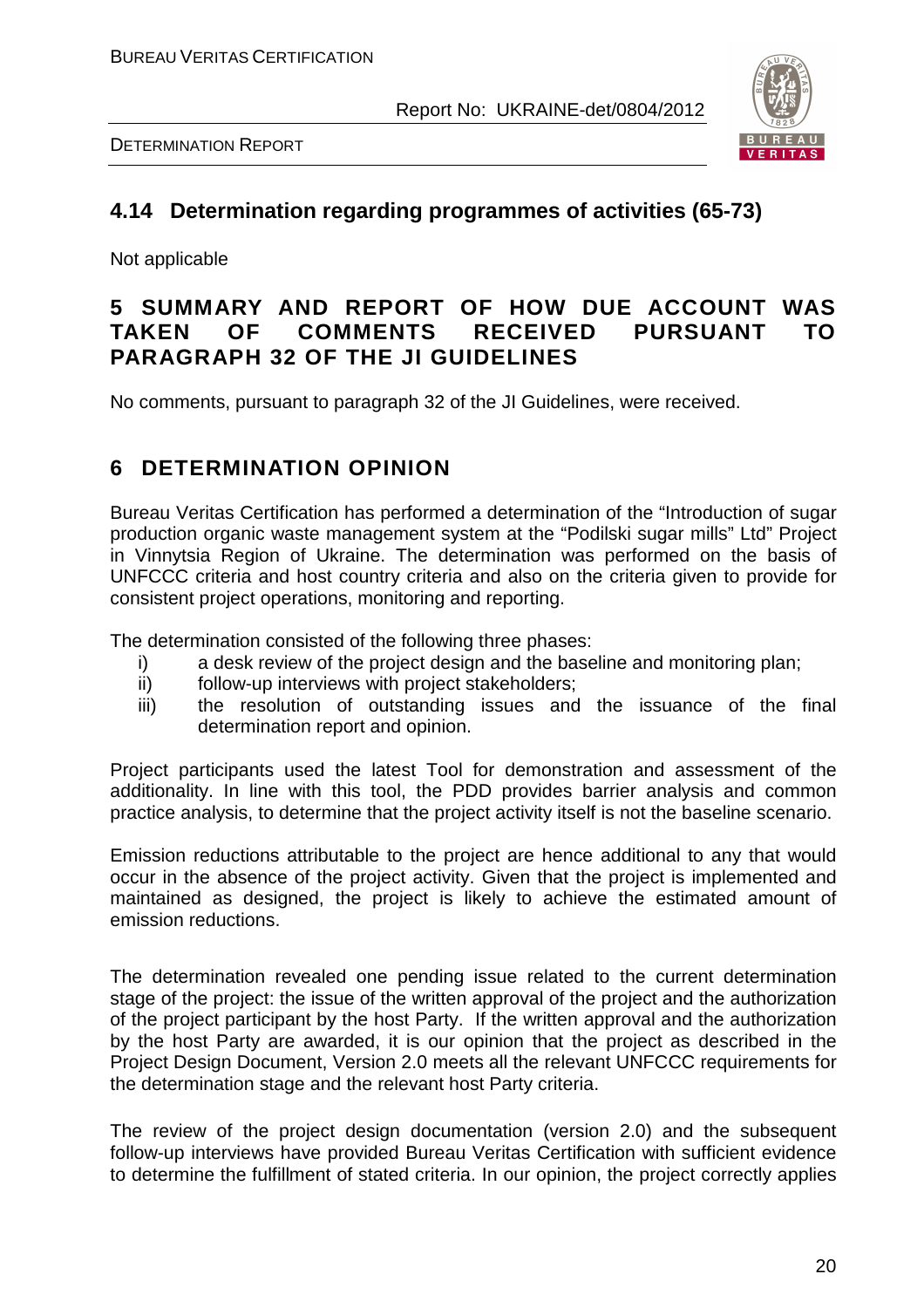## 4.14 Determination regarding programmes of activities (65-73)

Not applicable

# 5 SUMMARY AND REPORT OF HOW DUE ACCOUNT WAS TAKEN OF COMMENTS RECEIVED PURSUANT TO PARAGRAPH 32 OF THE JI GUIDELINES

No comments, pursuant to paragraph 32 of the JI Guidelines, were received.

# 6 DETERMINATION OPINION

Bureau Veritas Certification has performed a determination of the "Introduction of sugar production organic waste management system at the "Podilski sugar mills" Ltd" Project in Vinnytsia Region of Ukraine. The determination was performed on the basis of UNFCCC criteria and host country criteria and also on the criteria given to provide for consistent project operations, monitoring and reporting.

The determination consisted of the following three phases:

i) a desk review of the project design and the baseline and monitoring plan;
ii) follow-up interviews with project stakeholders;
iii) the resolution of outstanding issues and the issuance of the final determination report and opinion.

Project participants used the latest Tool for demonstration and assessment of the additionality. In line with this tool, the PDD provides barrier analysis and common practice analysis, to determine that the project activity itself is not the baseline scenario.

Emission reductions attributable to the project are hence additional to any that would occur in the absence of the project activity. Given that the project is implemented and maintained as designed, the project is likely to achieve the estimated amount of emission reductions.

The determination revealed one pending issue related to the current determination stage of the project: the issue of the written approval of the project and the authorization of the project participant by the host Party. If the written approval and the authorization by the host Party are awarded, it is our opinion that the project as described in the Project Design Document, Version 2.0 meets all the relevant UNFCCC requirements for the determination stage and the relevant host Party criteria.

The review of the project design documentation (version 2.0) and the subsequent follow-up interviews have provided Bureau Veritas Certification with sufficient evidence to determine the fulfillment of stated criteria. In our opinion, the project correctly applies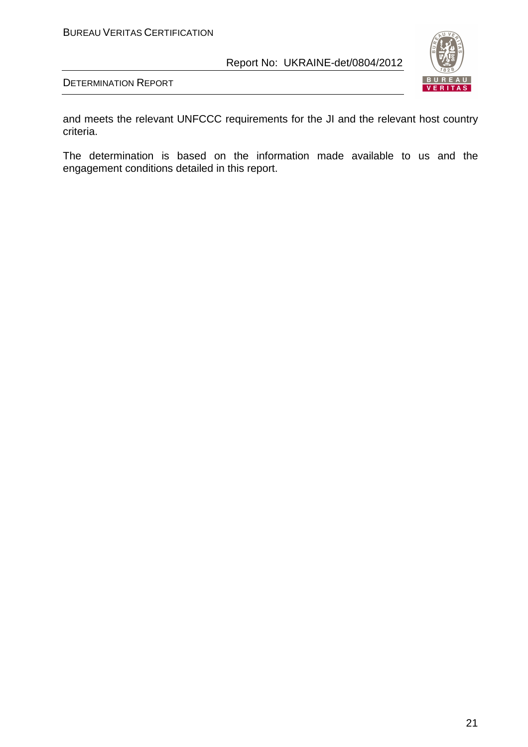and meets the relevant UNFCCC requirements for the JI and the relevant host country criteria.

The determination is based on the information made available to us and the engagement conditions detailed in this report.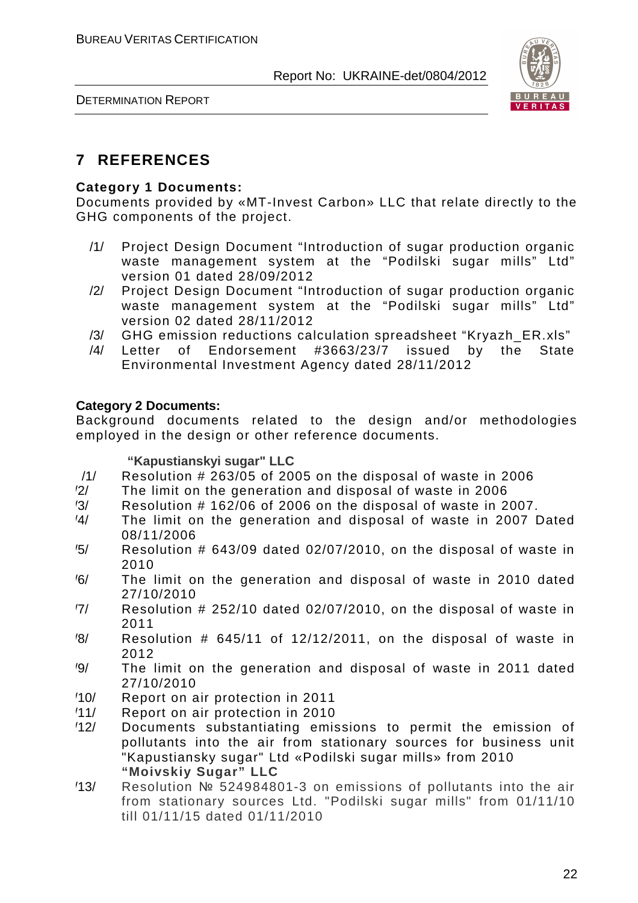# 7 REFERENCES

**Category 1 Documents:**

Documents provided by «MT-Invest Carbon» LLC that relate directly to the GHG components of the project.

- /1/ Project Design Document "Introduction of sugar production organic waste management system at the "Podilski sugar mills" Ltd" version 01 dated 28/09/2012
- /2/ Project Design Document "Introduction of sugar production organic waste management system at the "Podilski sugar mills" Ltd" version 02 dated 28/11/2012
- /3/ GHG emission reductions calculation spreadsheet "Kryazh_ER.xls"
- /4/ Letter of Endorsement #3663/23/7 issued by the State Environmental Investment Agency dated 28/11/2012

**Category 2 Documents:**

Background documents related to the design and/or methodologies employed in the design or other reference documents.

**"Kapustianskyi sugar" LLC**

- /1/ Resolution # 263/05 of 2005 on the disposal of waste in 2006
- /2/ The limit on the generation and disposal of waste in 2006
- /3/ Resolution # 162/06 of 2006 on the disposal of waste in 2007.
- /4/ The limit on the generation and disposal of waste in 2007 Dated 08/11/2006
- /5/ Resolution # 643/09 dated 02/07/2010, on the disposal of waste in 2010
- /6/ The limit on the generation and disposal of waste in 2010 dated 27/10/2010
- /7/ Resolution # 252/10 dated 02/07/2010, on the disposal of waste in 2011
- /8/ Resolution # 645/11 of 12/12/2011, on the disposal of waste in 2012
- /9/ The limit on the generation and disposal of waste in 2011 dated 27/10/2010
- /10/ Report on air protection in 2011
- /11/ Report on air protection in 2010
- /12/ Documents substantiating emissions to permit the emission of pollutants into the air from stationary sources for business unit "Kapustiansky sugar" Ltd «Podilski sugar mills» from 2010

**"Moivskiy Sugar" LLC**

- /13/ Resolution № 524984801-3 on emissions of pollutants into the air from stationary sources Ltd. "Podilski sugar mills" from 01/11/10 till 01/11/15 dated 01/11/2010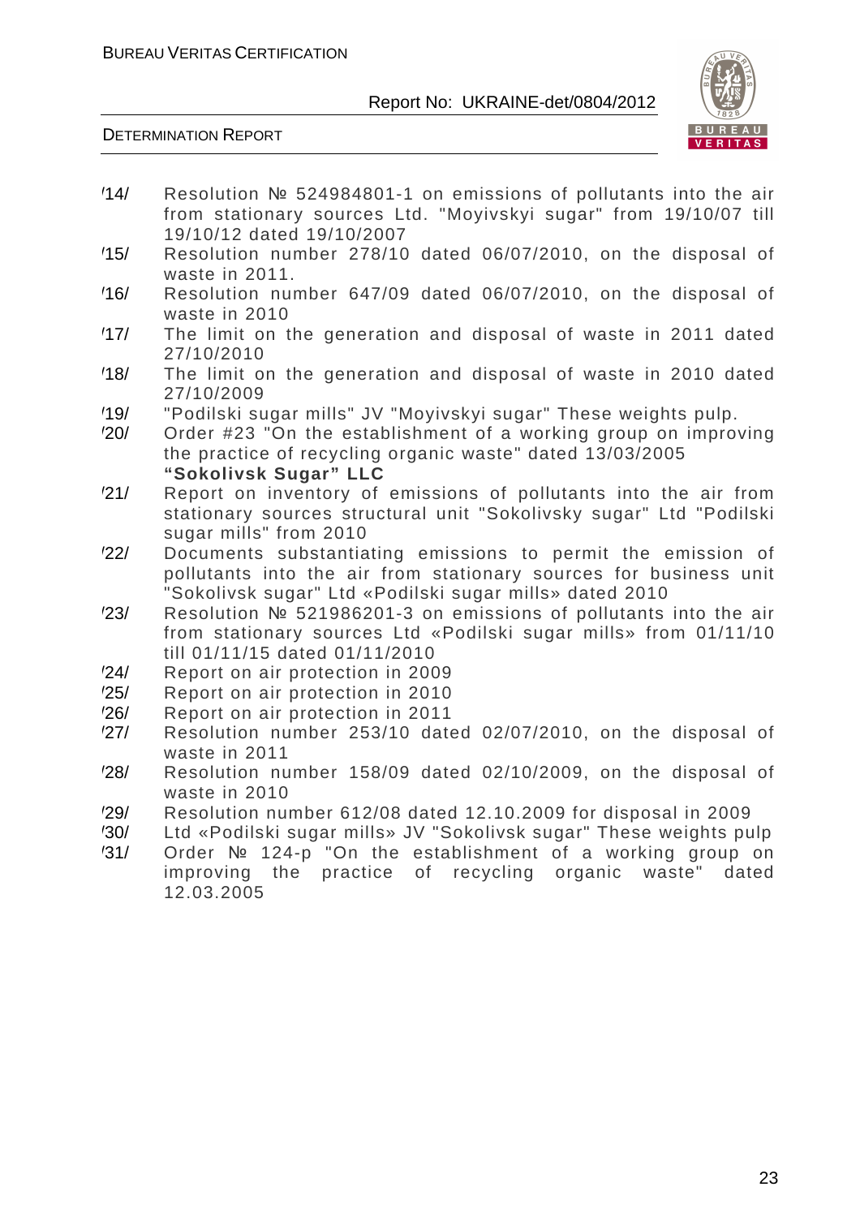/14/ Resolution № 524984801-1 on emissions of pollutants into the air from stationary sources Ltd. "Moyivskyi sugar" from 19/10/07 till 19/10/12 dated 19/10/2007

/15/ Resolution number 278/10 dated 06/07/2010, on the disposal of waste in 2011.

/16/ Resolution number 647/09 dated 06/07/2010, on the disposal of waste in 2010

/17/ The limit on the generation and disposal of waste in 2011 dated 27/10/2010

/18/ The limit on the generation and disposal of waste in 2010 dated 27/10/2009

/19/ "Podilski sugar mills" JV "Moyivskyi sugar" These weights pulp.

/20/ Order #23 "On the establishment of a working group on improving the practice of recycling organic waste" dated 13/03/2005

**"Sokolivsk Sugar" LLC**

/21/ Report on inventory of emissions of pollutants into the air from stationary sources structural unit "Sokolivsky sugar" Ltd "Podilski sugar mills" from 2010

/22/ Documents substantiating emissions to permit the emission of pollutants into the air from stationary sources for business unit "Sokolivsk sugar" Ltd «Podilski sugar mills» dated 2010

/23/ Resolution № 521986201-3 on emissions of pollutants into the air from stationary sources Ltd «Podilski sugar mills» from 01/11/10 till 01/11/15 dated 01/11/2010

/24/ Report on air protection in 2009

/25/ Report on air protection in 2010

/26/ Report on air protection in 2011

/27/ Resolution number 253/10 dated 02/07/2010, on the disposal of waste in 2011

/28/ Resolution number 158/09 dated 02/10/2009, on the disposal of waste in 2010

/29/ Resolution number 612/08 dated 12.10.2009 for disposal in 2009

/30/ Ltd «Podilski sugar mills» JV "Sokolivsk sugar" These weights pulp

/31/ Order № 124-p "On the establishment of a working group on improving the practice of recycling organic waste" dated 12.03.2005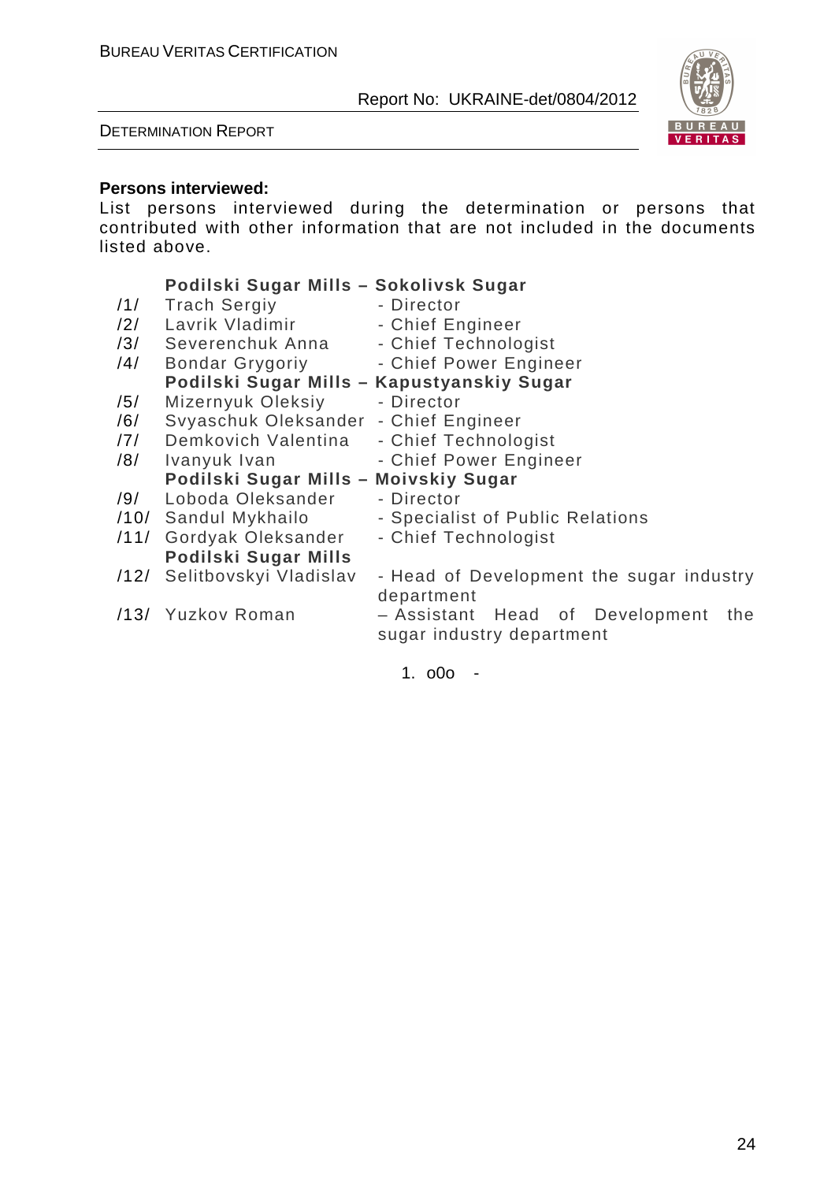**Persons interviewed:**

List persons interviewed during the determination or persons that contributed with other information that are not included in the documents listed above.

**Podilski Sugar Mills – Sokolivsk Sugar**

/1/ Trach Sergiy - Director

/2/ Lavrik Vladimir - Chief Engineer

/3/ Severenchuk Anna - Chief Technologist

/4/ Bondar Grygoriy - Chief Power Engineer

**Podilski Sugar Mills – Kapustyanskiy Sugar**

/5/ Mizernyuk Oleksiy - Director

/6/ Svyaschuk Oleksander - Chief Engineer

/7/ Demkovich Valentina - Chief Technologist

/8/ Ivanyuk Ivan - Chief Power Engineer

**Podilski Sugar Mills – Moivskiy Sugar**

/9/ Loboda Oleksander - Director

/10/ Sandul Mykhailo - Specialist of Public Relations

/11/ Gordyak Oleksander - Chief Technologist

**Podilski Sugar Mills**

/12/ Selitbovskyi Vladislav - Head of Development the sugar industry department

/13/ Yuzkov Roman – Assistant Head of Development the sugar industry department

1. o0o -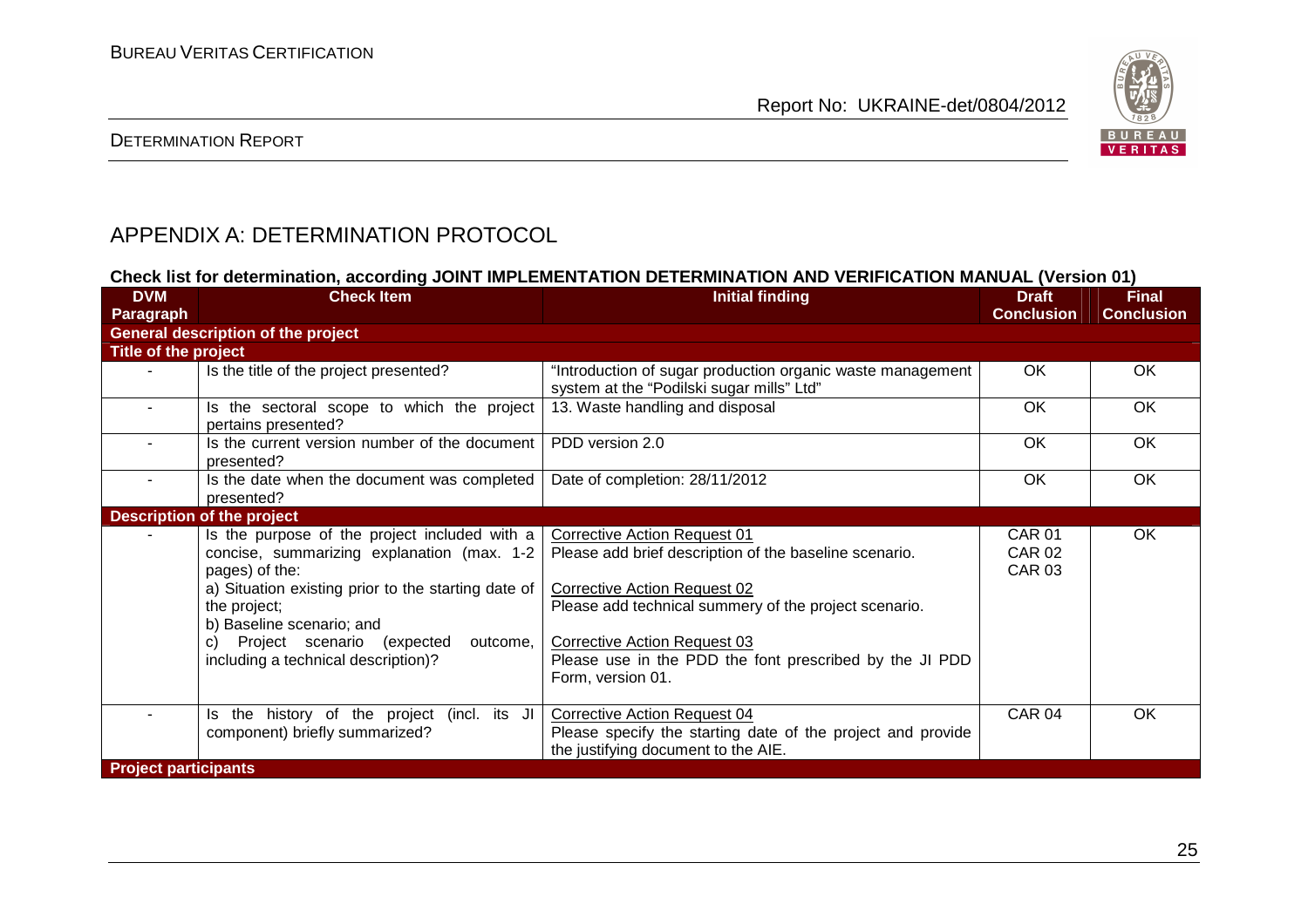## APPENDIX A: DETERMINATION PROTOCOL

**Check list for determination, according JOINT IMPLEMENTATION DETERMINATION AND VERIFICATION MANUAL (Version 01)**

| DVM Paragraph | Check Item | Initial finding | Draft Conclusion | Final Conclusion |
|---|---|---|---|---|
| **General description of the project** | | | | |
| **Title of the project** | | | | |
| - | Is the title of the project presented? | "Introduction of sugar production organic waste management system at the "Podilski sugar mills" Ltd" | OK | OK |
| - | Is the sectoral scope to which the project pertains presented? | 13. Waste handling and disposal | OK | OK |
| - | Is the current version number of the document presented? | PDD version 2.0 | OK | OK |
| - | Is the date when the document was completed presented? | Date of completion: 28/11/2012 | OK | OK |
| **Description of the project** | | | | |
| - | Is the purpose of the project included with a concise, summarizing explanation (max. 1-2 pages) of the:<br>a) Situation existing prior to the starting date of the project;<br>b) Baseline scenario; and<br>c) Project scenario (expected outcome, including a technical description)? | Corrective Action Request 01<br>Please add brief description of the baseline scenario.<br><br>Corrective Action Request 02<br>Please add technical summery of the project scenario.<br><br>Corrective Action Request 03<br>Please use in the PDD the font prescribed by the JI PDD Form, version 01. | CAR 01<br>CAR 02<br>CAR 03 | OK |
| - | Is the history of the project (incl. its JI component) briefly summarized? | Corrective Action Request 04<br>Please specify the starting date of the project and provide the justifying document to the AIE. | CAR 04 | OK |
| **Project participants** | | | | |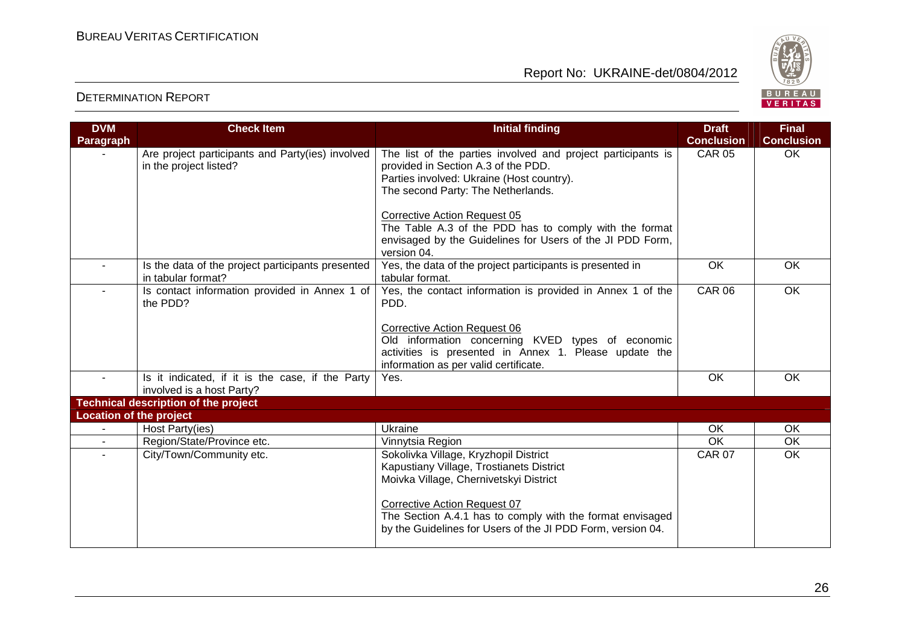| DVM Paragraph | Check Item | Initial finding | Draft Conclusion | Final Conclusion |
|---|---|---|---|---|
| - | Are project participants and Party(ies) involved in the project listed? | The list of the parties involved and project participants is provided in Section A.3 of the PDD.<br>Parties involved: Ukraine (Host country).<br>The second Party: The Netherlands.<br><br>Corrective Action Request 05<br>The Table A.3 of the PDD has to comply with the format envisaged by the Guidelines for Users of the JI PDD Form, version 04. | CAR 05 | OK |
| - | Is the data of the project participants presented in tabular format? | Yes, the data of the project participants is presented in tabular format. | OK | OK |
| - | Is contact information provided in Annex 1 of the PDD? | Yes, the contact information is provided in Annex 1 of the PDD.<br><br>Corrective Action Request 06<br>Old information concerning KVED types of economic activities is presented in Annex 1. Please update the information as per valid certificate. | CAR 06 | OK |
| - | Is it indicated, if it is the case, if the Party involved is a host Party? | Yes. | OK | OK |
| **Technical description of the project** | | | | |
| **Location of the project** | | | | |
| - | Host Party(ies) | Ukraine | OK | OK |
| - | Region/State/Province etc. | Vinnytsia Region | OK | OK |
| - | City/Town/Community etc. | Sokolivka Village, Kryzhopil District<br>Kapustiany Village, Trostianets District<br>Moivka Village, Chernivetskyi District<br><br>Corrective Action Request 07<br>The Section A.4.1 has to comply with the format envisaged by the Guidelines for Users of the JI PDD Form, version 04. | CAR 07 | OK |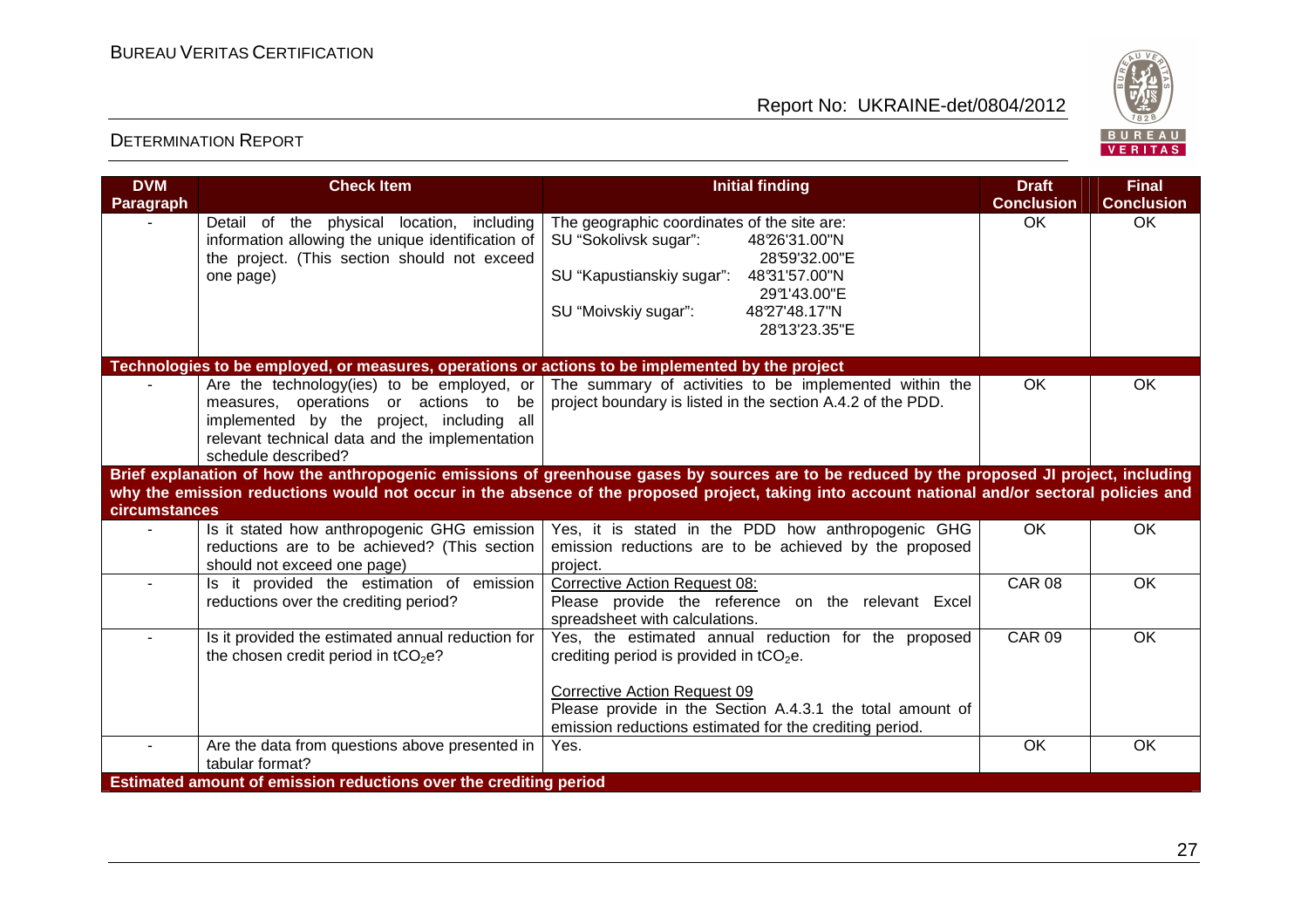| DVM Paragraph | Check Item | Initial finding | Draft Conclusion | Final Conclusion |
|---|---|---|---|---|
| - | Detail of the physical location, including information allowing the unique identification of the project. (This section should not exceed one page) | The geographic coordinates of the site are:<br>SU "Sokolivsk sugar": 48°26'31.00"N 28°59'32.00"E<br>SU "Kapustianskiy sugar": 48°31'57.00"N 29°1'43.00"E<br>SU "Moivskiy sugar": 48°27'48.17"N 28°13'23.35"E | OK | OK |
| **Technologies to be employed, or measures, operations or actions to be implemented by the project** | | | | |
| - | Are the technology(ies) to be employed, or measures, operations or actions to be implemented by the project, including all relevant technical data and the implementation schedule described? | The summary of activities to be implemented within the project boundary is listed in the section A.4.2 of the PDD. | OK | OK |
| **Brief explanation of how the anthropogenic emissions of greenhouse gases by sources are to be reduced by the proposed JI project, including why the emission reductions would not occur in the absence of the proposed project, taking into account national and/or sectoral policies and circumstances** | | | | |
| - | Is it stated how anthropogenic GHG emission reductions are to be achieved? (This section should not exceed one page) | Yes, it is stated in the PDD how anthropogenic GHG emission reductions are to be achieved by the proposed project. | OK | OK |
| - | Is it provided the estimation of emission reductions over the crediting period? | Corrective Action Request 08:<br>Please provide the reference on the relevant Excel spreadsheet with calculations. | CAR 08 | OK |
| - | Is it provided the estimated annual reduction for the chosen credit period in $tCO_2e$? | Yes, the estimated annual reduction for the proposed crediting period is provided in $tCO_2e$.<br><br>Corrective Action Request 09<br>Please provide in the Section A.4.3.1 the total amount of emission reductions estimated for the crediting period. | CAR 09 | OK |
| - | Are the data from questions above presented in tabular format? | Yes. | OK | OK |
| **Estimated amount of emission reductions over the crediting period** | | | | |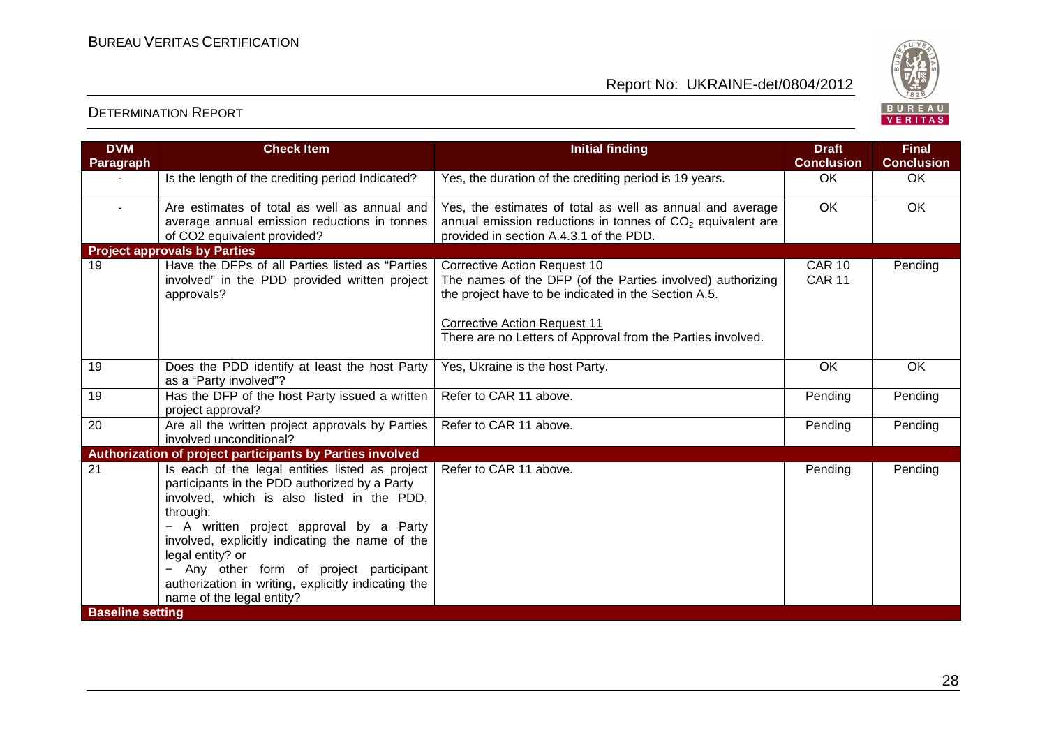| DVM Paragraph | Check Item | Initial finding | Draft Conclusion | Final Conclusion |
|---|---|---|---|---|
| - | Is the length of the crediting period Indicated? | Yes, the duration of the crediting period is 19 years. | OK | OK |
| - | Are estimates of total as well as annual and average annual emission reductions in tonnes of CO2 equivalent provided? | Yes, the estimates of total as well as annual and average annual emission reductions in tonnes of $CO_2$ equivalent are provided in section A.4.3.1 of the PDD. | OK | OK |
| **Project approvals by Parties** | | | | |
| 19 | Have the DFPs of all Parties listed as "Parties involved" in the PDD provided written project approvals? | Corrective Action Request 10<br>The names of the DFP (of the Parties involved) authorizing the project have to be indicated in the Section A.5.<br><br>Corrective Action Request 11<br>There are no Letters of Approval from the Parties involved. | CAR 10<br>CAR 11 | Pending |
| 19 | Does the PDD identify at least the host Party as a "Party involved"? | Yes, Ukraine is the host Party. | OK | OK |
| 19 | Has the DFP of the host Party issued a written project approval? | Refer to CAR 11 above. | Pending | Pending |
| 20 | Are all the written project approvals by Parties involved unconditional? | Refer to CAR 11 above. | Pending | Pending |
| **Authorization of project participants by Parties involved** | | | | |
| 21 | Is each of the legal entities listed as project participants in the PDD authorized by a Party involved, which is also listed in the PDD, through:<br>− A written project approval by a Party involved, explicitly indicating the name of the legal entity? or<br>− Any other form of project participant authorization in writing, explicitly indicating the name of the legal entity? | Refer to CAR 11 above. | Pending | Pending |
| **Baseline setting** | | | | |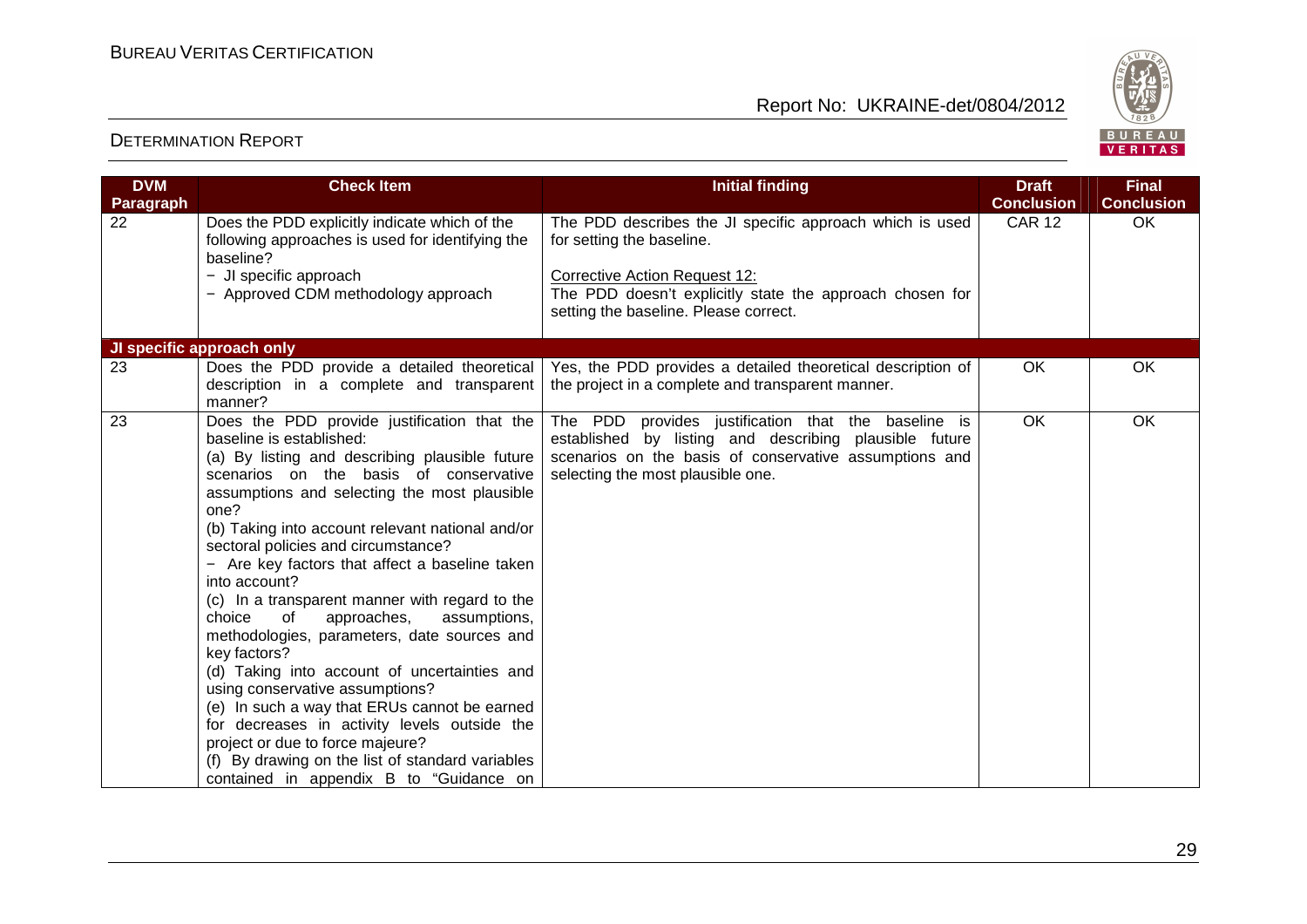| DVM Paragraph | Check Item | Initial finding | Draft Conclusion | Final Conclusion |
|---|---|---|---|---|
| 22 | Does the PDD explicitly indicate which of the following approaches is used for identifying the baseline?<br>− JI specific approach<br>− Approved CDM methodology approach | The PDD describes the JI specific approach which is used for setting the baseline.<br><br>Corrective Action Request 12:<br>The PDD doesn't explicitly state the approach chosen for setting the baseline. Please correct. | CAR 12 | OK |
| **JI specific approach only** | | | | |
| 23 | Does the PDD provide a detailed theoretical description in a complete and transparent manner? | Yes, the PDD provides a detailed theoretical description of the project in a complete and transparent manner. | OK | OK |
| 23 | Does the PDD provide justification that the baseline is established:<br>(a) By listing and describing plausible future scenarios on the basis of conservative assumptions and selecting the most plausible one?<br>(b) Taking into account relevant national and/or sectoral policies and circumstance?<br>− Are key factors that affect a baseline taken into account?<br>(c) In a transparent manner with regard to the choice of approaches, assumptions, methodologies, parameters, date sources and key factors?<br>(d) Taking into account of uncertainties and using conservative assumptions?<br>(e) In such a way that ERUs cannot be earned for decreases in activity levels outside the project or due to force majeure?<br>(f) By drawing on the list of standard variables contained in appendix B to "Guidance on | The PDD provides justification that the baseline is established by listing and describing plausible future scenarios on the basis of conservative assumptions and selecting the most plausible one. | OK | OK |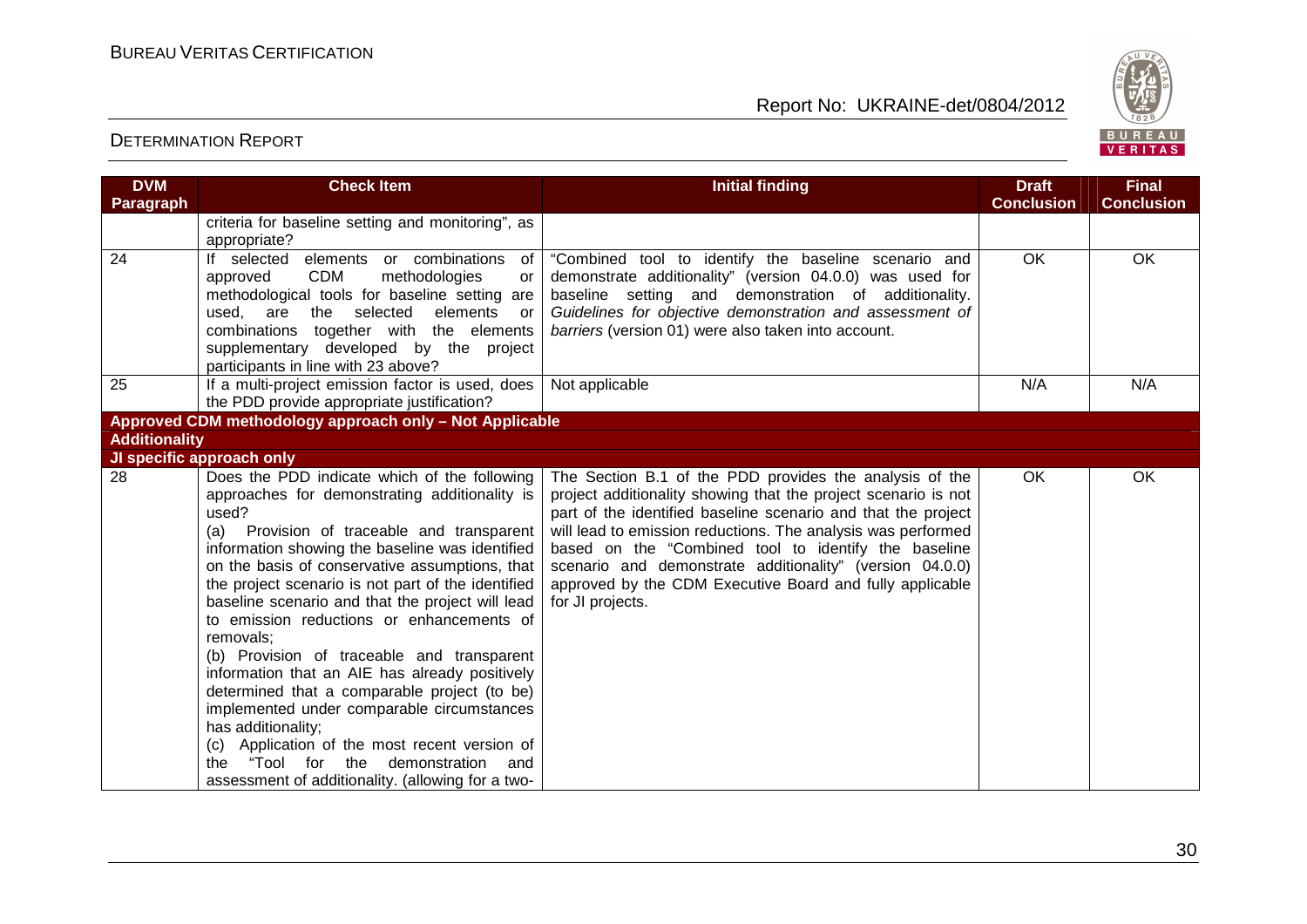| DVM Paragraph | Check Item | Initial finding | Draft Conclusion | Final Conclusion |
|---|---|---|---|---|
| | criteria for baseline setting and monitoring", as appropriate? | | | |
| 24 | If selected elements or combinations of approved CDM methodologies or methodological tools for baseline setting are used, are the selected elements or combinations together with the elements supplementary developed by the project participants in line with 23 above? | "Combined tool to identify the baseline scenario and demonstrate additionality" (version 04.0.0) was used for baseline setting and demonstration of additionality. *Guidelines for objective demonstration and assessment of barriers* (version 01) were also taken into account. | OK | OK |
| 25 | If a multi-project emission factor is used, does the PDD provide appropriate justification? | Not applicable | N/A | N/A |
| **Approved CDM methodology approach only – Not Applicable** | | | | |
| **Additionality** | | | | |
| **JI specific approach only** | | | | |
| 28 | Does the PDD indicate which of the following approaches for demonstrating additionality is used?<br>(a) Provision of traceable and transparent information showing the baseline was identified on the basis of conservative assumptions, that the project scenario is not part of the identified baseline scenario and that the project will lead to emission reductions or enhancements of removals;<br>(b) Provision of traceable and transparent information that an AIE has already positively determined that a comparable project (to be) implemented under comparable circumstances has additionality;<br>(c) Application of the most recent version of the "Tool for the demonstration and assessment of additionality. (allowing for a two- | The Section B.1 of the PDD provides the analysis of the project additionality showing that the project scenario is not part of the identified baseline scenario and that the project will lead to emission reductions. The analysis was performed based on the "Combined tool to identify the baseline scenario and demonstrate additionality" (version 04.0.0) approved by the CDM Executive Board and fully applicable for JI projects. | OK | OK |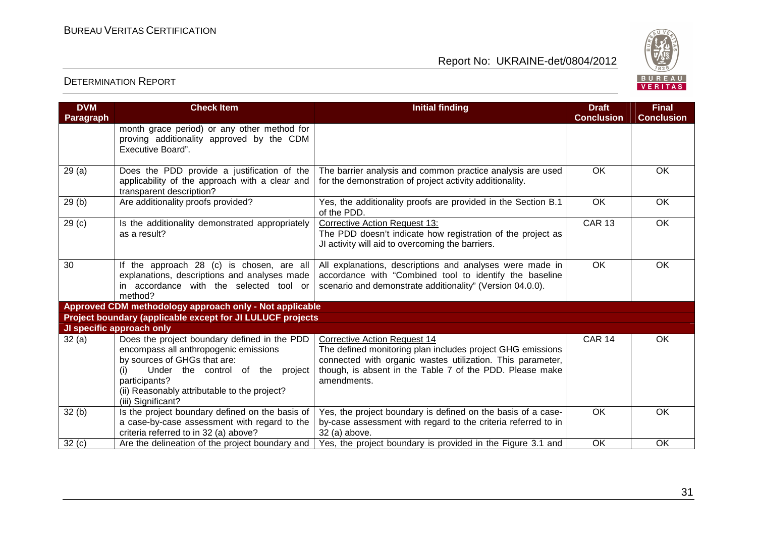| DVM Paragraph | Check Item | Initial finding | Draft Conclusion | Final Conclusion |
|---|---|---|---|---|
| | month grace period) or any other method for proving additionality approved by the CDM Executive Board". | | | |
| 29 (a) | Does the PDD provide a justification of the applicability of the approach with a clear and transparent description? | The barrier analysis and common practice analysis are used for the demonstration of project activity additionality. | OK | OK |
| 29 (b) | Are additionality proofs provided? | Yes, the additionality proofs are provided in the Section B.1 of the PDD. | OK | OK |
| 29 (c) | Is the additionality demonstrated appropriately as a result? | Corrective Action Request 13: The PDD doesn't indicate how registration of the project as JI activity will aid to overcoming the barriers. | CAR 13 | OK |
| 30 | If the approach 28 (c) is chosen, are all explanations, descriptions and analyses made in accordance with the selected tool or method? | All explanations, descriptions and analyses were made in accordance with "Combined tool to identify the baseline scenario and demonstrate additionality" (Version 04.0.0). | OK | OK |
| **Approved CDM methodology approach only - Not applicable** | | | | |
| **Project boundary (applicable except for JI LULUCF projects** | | | | |
| **JI specific approach only** | | | | |
| 32 (a) | Does the project boundary defined in the PDD encompass all anthropogenic emissions by sources of GHGs that are: (i) Under the control of the project participants? (ii) Reasonably attributable to the project? (iii) Significant? | Corrective Action Request 14 The defined monitoring plan includes project GHG emissions connected with organic wastes utilization. This parameter, though, is absent in the Table 7 of the PDD. Please make amendments. | CAR 14 | OK |
| 32 (b) | Is the project boundary defined on the basis of a case-by-case assessment with regard to the criteria referred to in 32 (a) above? | Yes, the project boundary is defined on the basis of a case-by-case assessment with regard to the criteria referred to in 32 (a) above. | OK | OK |
| 32 (c) | Are the delineation of the project boundary and | Yes, the project boundary is provided in the Figure 3.1 and | OK | OK |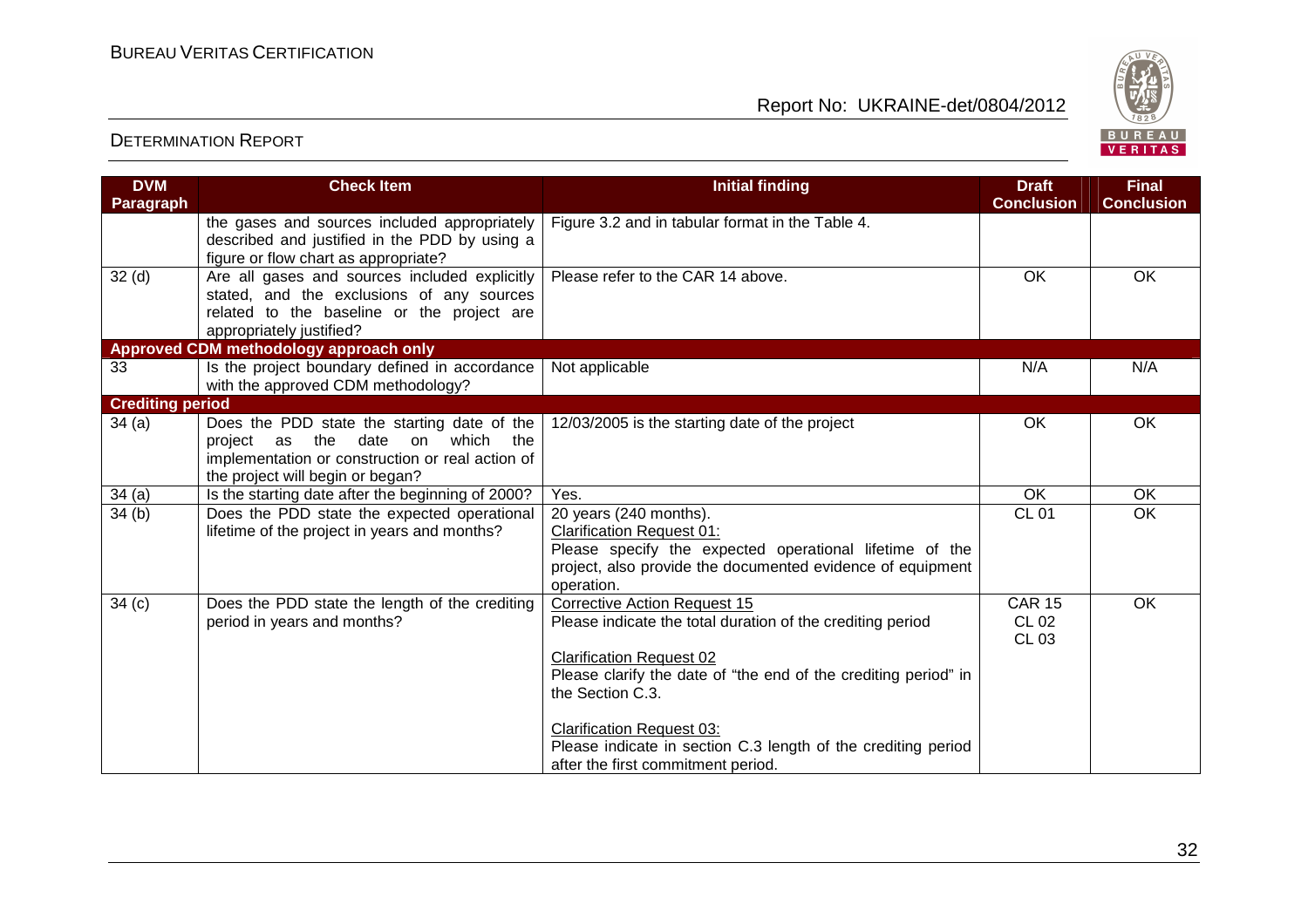| DVM Paragraph | Check Item | Initial finding | Draft Conclusion | Final Conclusion |
|---|---|---|---|---|
| | the gases and sources included appropriately described and justified in the PDD by using a figure or flow chart as appropriate? | Figure 3.2 and in tabular format in the Table 4. | | |
| 32 (d) | Are all gases and sources included explicitly stated, and the exclusions of any sources related to the baseline or the project are appropriately justified? | Please refer to the CAR 14 above. | OK | OK |
| **Approved CDM methodology approach only** | | | | |
| 33 | Is the project boundary defined in accordance with the approved CDM methodology? | Not applicable | N/A | N/A |
| **Crediting period** | | | | |
| 34 (a) | Does the PDD state the starting date of the project as the date on which the implementation or construction or real action of the project will begin or began? | 12/03/2005 is the starting date of the project | OK | OK |
| 34 (a) | Is the starting date after the beginning of 2000? | Yes. | OK | OK |
| 34 (b) | Does the PDD state the expected operational lifetime of the project in years and months? | 20 years (240 months).<br>Clarification Request 01:<br>Please specify the expected operational lifetime of the project, also provide the documented evidence of equipment operation. | CL 01 | OK |
| 34 (c) | Does the PDD state the length of the crediting period in years and months? | Corrective Action Request 15<br>Please indicate the total duration of the crediting period<br><br>Clarification Request 02<br>Please clarify the date of "the end of the crediting period" in the Section C.3.<br><br>Clarification Request 03:<br>Please indicate in section C.3 length of the crediting period after the first commitment period. | CAR 15<br>CL 02<br>CL 03 | OK |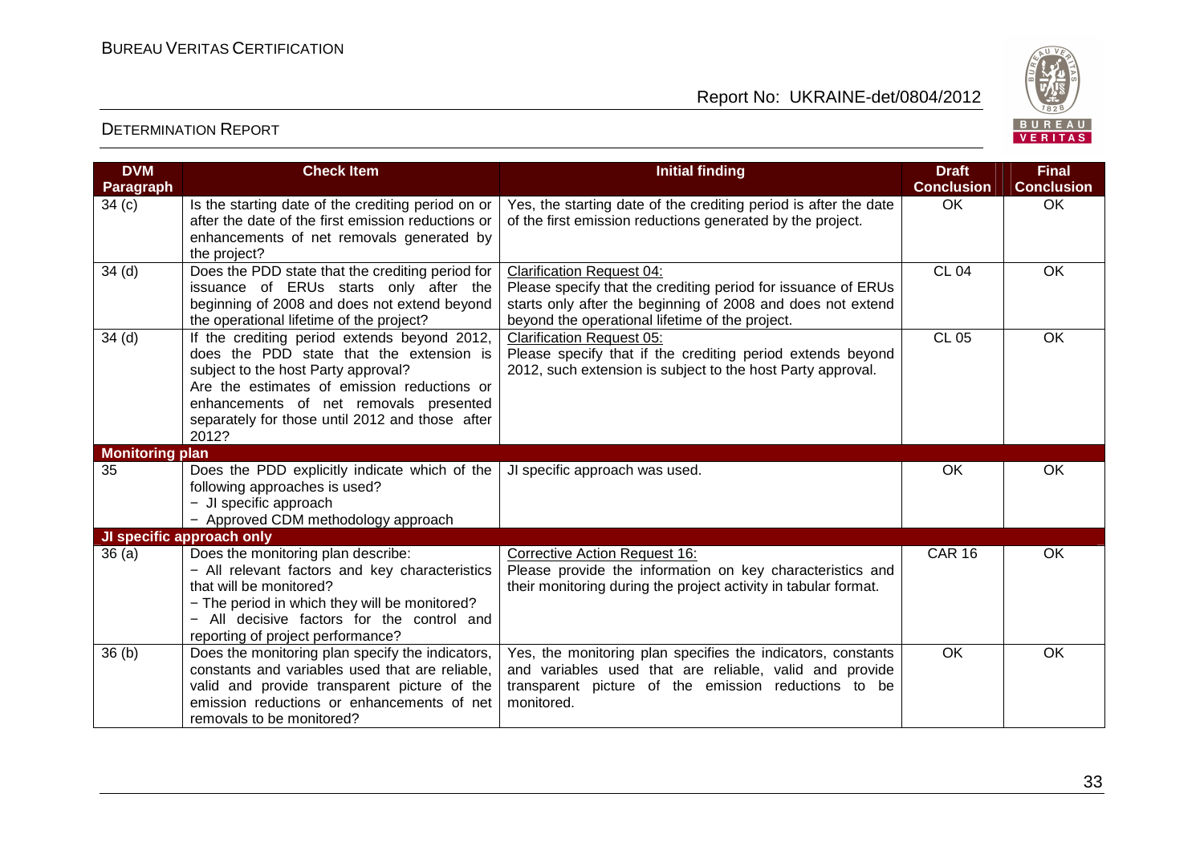| DVM Paragraph | Check Item | Initial finding | Draft Conclusion | Final Conclusion |
|---|---|---|---|---|
| 34 (c) | Is the starting date of the crediting period on or after the date of the first emission reductions or enhancements of net removals generated by the project? | Yes, the starting date of the crediting period is after the date of the first emission reductions generated by the project. | OK | OK |
| 34 (d) | Does the PDD state that the crediting period for issuance of ERUs starts only after the beginning of 2008 and does not extend beyond the operational lifetime of the project? | Clarification Request 04:<br>Please specify that the crediting period for issuance of ERUs starts only after the beginning of 2008 and does not extend beyond the operational lifetime of the project. | CL 04 | OK |
| 34 (d) | If the crediting period extends beyond 2012, does the PDD state that the extension is subject to the host Party approval?<br>Are the estimates of emission reductions or enhancements of net removals presented separately for those until 2012 and those after 2012? | Clarification Request 05:<br>Please specify that if the crediting period extends beyond 2012, such extension is subject to the host Party approval. | CL 05 | OK |
| **Monitoring plan** | | | | |
| 35 | Does the PDD explicitly indicate which of the following approaches is used?<br>− JI specific approach<br>− Approved CDM methodology approach | JI specific approach was used. | OK | OK |
| **JI specific approach only** | | | | |
| 36 (a) | Does the monitoring plan describe:<br>− All relevant factors and key characteristics that will be monitored?<br>− The period in which they will be monitored?<br>− All decisive factors for the control and reporting of project performance? | Corrective Action Request 16:<br>Please provide the information on key characteristics and their monitoring during the project activity in tabular format. | CAR 16 | OK |
| 36 (b) | Does the monitoring plan specify the indicators, constants and variables used that are reliable, valid and provide transparent picture of the emission reductions or enhancements of net removals to be monitored? | Yes, the monitoring plan specifies the indicators, constants and variables used that are reliable, valid and provide transparent picture of the emission reductions to be monitored. | OK | OK |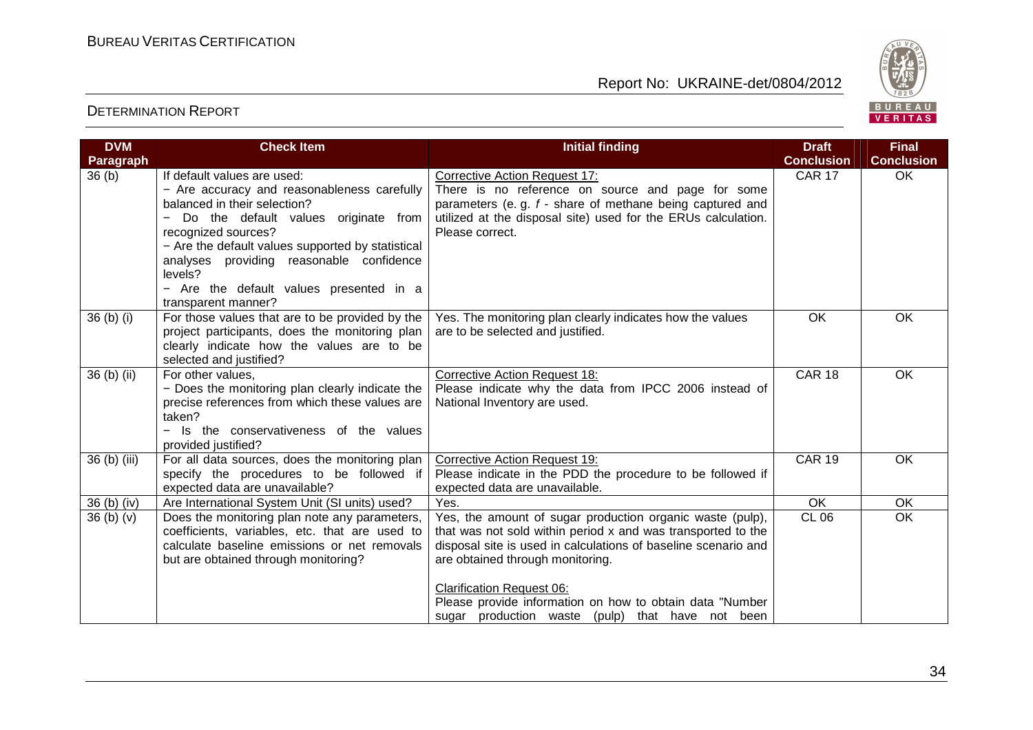| DVM Paragraph | Check Item | Initial finding | Draft Conclusion | Final Conclusion |
|---|---|---|---|---|
| 36 (b) | If default values are used:<br>− Are accuracy and reasonableness carefully balanced in their selection?<br>− Do the default values originate from recognized sources?<br>− Are the default values supported by statistical analyses providing reasonable confidence levels?<br>− Are the default values presented in a transparent manner? | Corrective Action Request 17:<br>There is no reference on source and page for some parameters (e. g. *f* - share of methane being captured and utilized at the disposal site) used for the ERUs calculation. Please correct. | CAR 17 | OK |
| 36 (b) (i) | For those values that are to be provided by the project participants, does the monitoring plan clearly indicate how the values are to be selected and justified? | Yes. The monitoring plan clearly indicates how the values are to be selected and justified. | OK | OK |
| 36 (b) (ii) | For other values,<br>− Does the monitoring plan clearly indicate the precise references from which these values are taken?<br>− Is the conservativeness of the values provided justified? | Corrective Action Request 18:<br>Please indicate why the data from IPCC 2006 instead of National Inventory are used. | CAR 18 | OK |
| 36 (b) (iii) | For all data sources, does the monitoring plan specify the procedures to be followed if expected data are unavailable? | Corrective Action Request 19:<br>Please indicate in the PDD the procedure to be followed if expected data are unavailable. | CAR 19 | OK |
| 36 (b) (iv) | Are International System Unit (SI units) used? | Yes. | OK | OK |
| 36 (b) (v) | Does the monitoring plan note any parameters, coefficients, variables, etc. that are used to calculate baseline emissions or net removals but are obtained through monitoring? | Yes, the amount of sugar production organic waste (pulp), that was not sold within period x and was transported to the disposal site is used in calculations of baseline scenario and are obtained through monitoring.<br><br>Clarification Request 06:<br>Please provide information on how to obtain data "Number sugar production waste (pulp) that have not been | CL 06 | OK |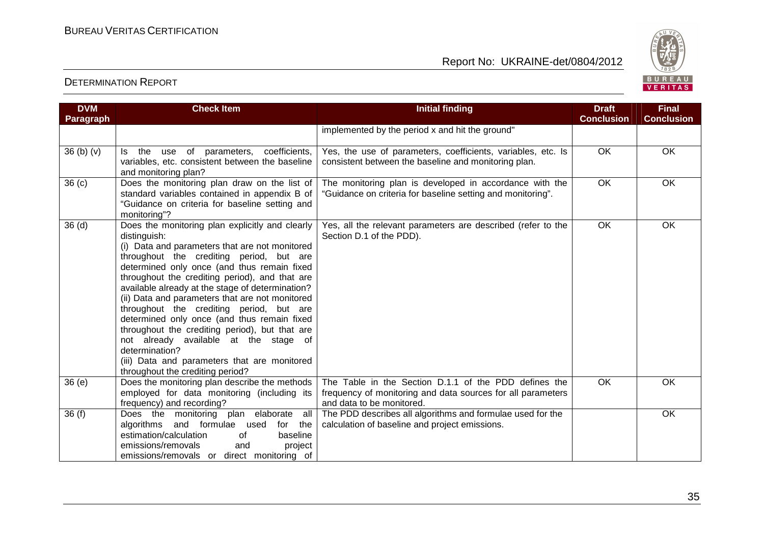| DVM Paragraph | Check Item | Initial finding | Draft Conclusion | Final Conclusion |
|---|---|---|---|---|
| | | implemented by the period x and hit the ground" | | |
| 36 (b) (v) | Is the use of parameters, coefficients, variables, etc. consistent between the baseline and monitoring plan? | Yes, the use of parameters, coefficients, variables, etc. Is consistent between the baseline and monitoring plan. | OK | OK |
| 36 (c) | Does the monitoring plan draw on the list of standard variables contained in appendix B of "Guidance on criteria for baseline setting and monitoring"? | The monitoring plan is developed in accordance with the "Guidance on criteria for baseline setting and monitoring". | OK | OK |
| 36 (d) | Does the monitoring plan explicitly and clearly distinguish:<br>(i) Data and parameters that are not monitored throughout the crediting period, but are determined only once (and thus remain fixed throughout the crediting period), and that are available already at the stage of determination?<br>(ii) Data and parameters that are not monitored throughout the crediting period, but are determined only once (and thus remain fixed throughout the crediting period), but that are not already available at the stage of determination?<br>(iii) Data and parameters that are monitored throughout the crediting period? | Yes, all the relevant parameters are described (refer to the Section D.1 of the PDD). | OK | OK |
| 36 (e) | Does the monitoring plan describe the methods employed for data monitoring (including its frequency) and recording? | The Table in the Section D.1.1 of the PDD defines the frequency of monitoring and data sources for all parameters and data to be monitored. | OK | OK |
| 36 (f) | Does the monitoring plan elaborate all algorithms and formulae used for the estimation/calculation of baseline emissions/removals and project emissions/removals or direct monitoring of | The PDD describes all algorithms and formulae used for the calculation of baseline and project emissions. | | OK |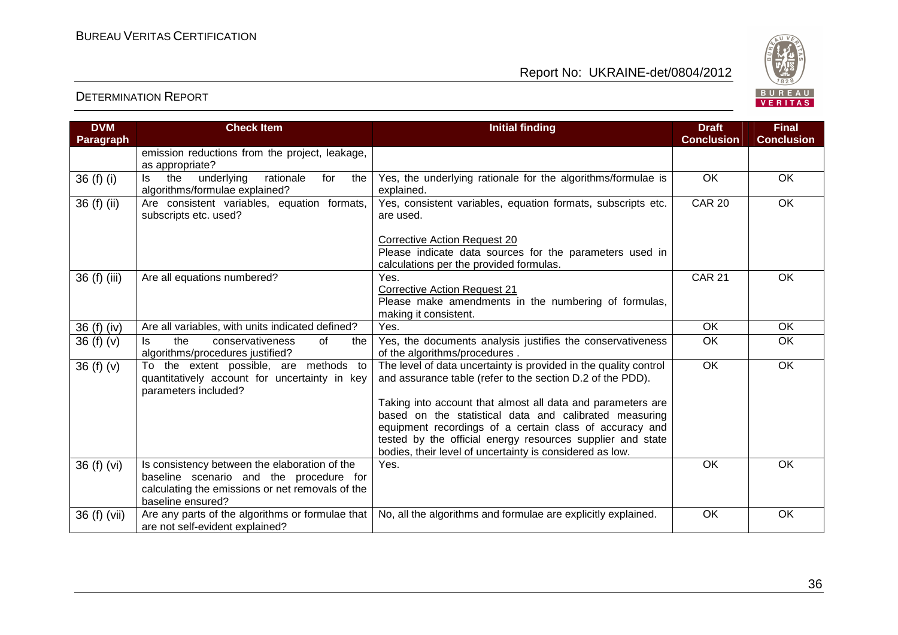| DVM Paragraph | Check Item | Initial finding | Draft Conclusion | Final Conclusion |
|---|---|---|---|---|
| | emission reductions from the project, leakage, as appropriate? | | | |
| 36 (f) (i) | Is the underlying rationale for the algorithms/formulae explained? | Yes, the underlying rationale for the algorithms/formulae is explained. | OK | OK |
| 36 (f) (ii) | Are consistent variables, equation formats, subscripts etc. used? | Yes, consistent variables, equation formats, subscripts etc. are used.<br><br>Corrective Action Request 20<br>Please indicate data sources for the parameters used in calculations per the provided formulas. | CAR 20 | OK |
| 36 (f) (iii) | Are all equations numbered? | Yes.<br>Corrective Action Request 21<br>Please make amendments in the numbering of formulas, making it consistent. | CAR 21 | OK |
| 36 (f) (iv) | Are all variables, with units indicated defined? | Yes. | OK | OK |
| 36 (f) (v) | Is the conservativeness of the algorithms/procedures justified? | Yes, the documents analysis justifies the conservativeness of the algorithms/procedures . | OK | OK |
| 36 (f) (v) | To the extent possible, are methods to quantitatively account for uncertainty in key parameters included? | The level of data uncertainty is provided in the quality control and assurance table (refer to the section D.2 of the PDD).<br><br>Taking into account that almost all data and parameters are based on the statistical data and calibrated measuring equipment recordings of a certain class of accuracy and tested by the official energy resources supplier and state bodies, their level of uncertainty is considered as low. | OK | OK |
| 36 (f) (vi) | Is consistency between the elaboration of the baseline scenario and the procedure for calculating the emissions or net removals of the baseline ensured? | Yes. | OK | OK |
| 36 (f) (vii) | Are any parts of the algorithms or formulae that are not self-evident explained? | No, all the algorithms and formulae are explicitly explained. | OK | OK |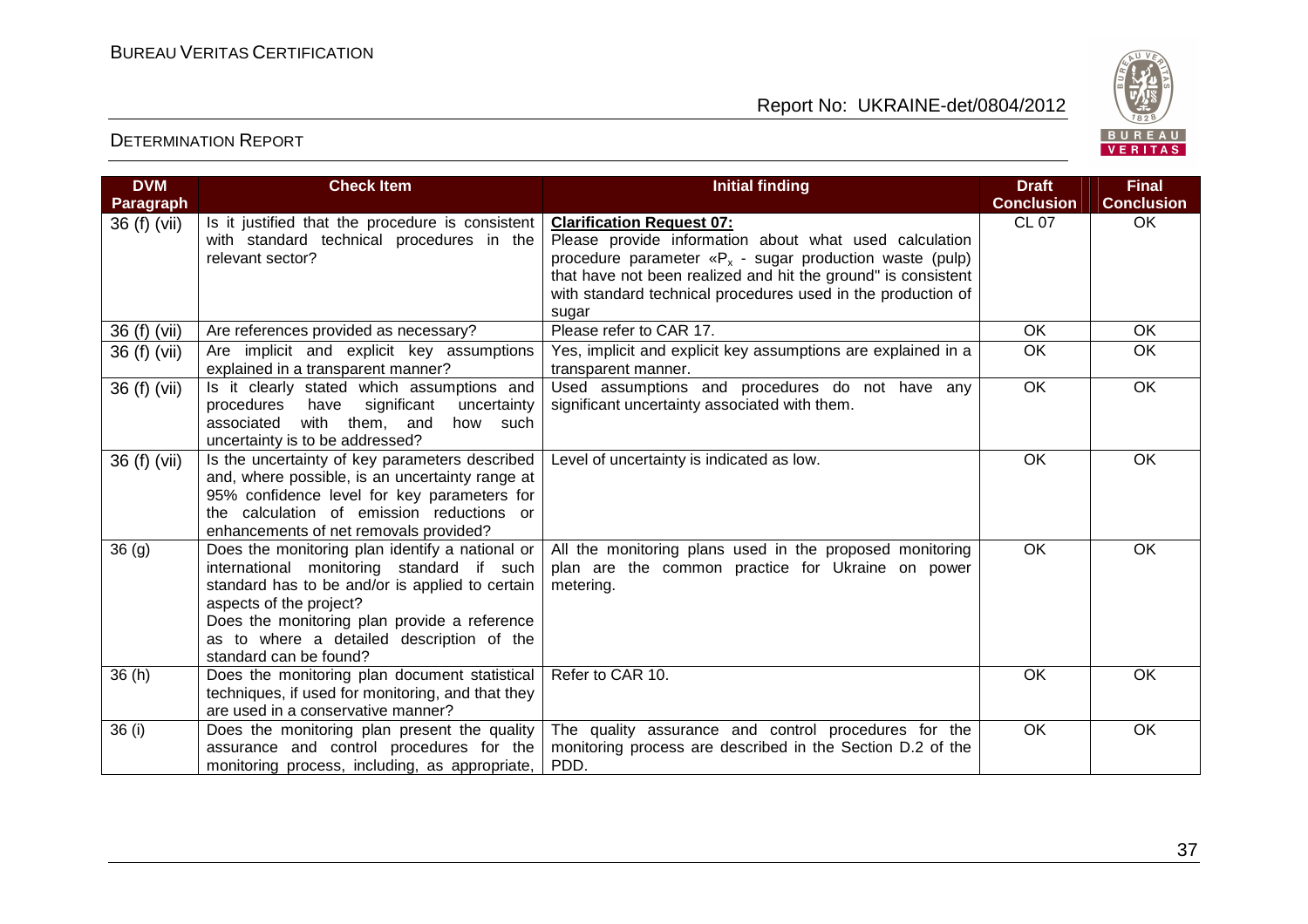| DVM Paragraph | Check Item | Initial finding | Draft Conclusion | Final Conclusion |
|---|---|---|---|---|
| 36 (f) (vii) | Is it justified that the procedure is consistent with standard technical procedures in the relevant sector? | **Clarification Request 07:** Please provide information about what used calculation procedure parameter «$P_x$ - sugar production waste (pulp) that have not been realized and hit the ground" is consistent with standard technical procedures used in the production of sugar | CL 07 | OK |
| 36 (f) (vii) | Are references provided as necessary? | Please refer to CAR 17. | OK | OK |
| 36 (f) (vii) | Are implicit and explicit key assumptions explained in a transparent manner? | Yes, implicit and explicit key assumptions are explained in a transparent manner. | OK | OK |
| 36 (f) (vii) | Is it clearly stated which assumptions and procedures have significant uncertainty associated with them, and how such uncertainty is to be addressed? | Used assumptions and procedures do not have any significant uncertainty associated with them. | OK | OK |
| 36 (f) (vii) | Is the uncertainty of key parameters described and, where possible, is an uncertainty range at 95% confidence level for key parameters for the calculation of emission reductions or enhancements of net removals provided? | Level of uncertainty is indicated as low. | OK | OK |
| 36 (g) | Does the monitoring plan identify a national or international monitoring standard if such standard has to be and/or is applied to certain aspects of the project? Does the monitoring plan provide a reference as to where a detailed description of the standard can be found? | All the monitoring plans used in the proposed monitoring plan are the common practice for Ukraine on power metering. | OK | OK |
| 36 (h) | Does the monitoring plan document statistical techniques, if used for monitoring, and that they are used in a conservative manner? | Refer to CAR 10. | OK | OK |
| 36 (i) | Does the monitoring plan present the quality assurance and control procedures for the monitoring process, including, as appropriate, | The quality assurance and control procedures for the monitoring process are described in the Section D.2 of the PDD. | OK | OK |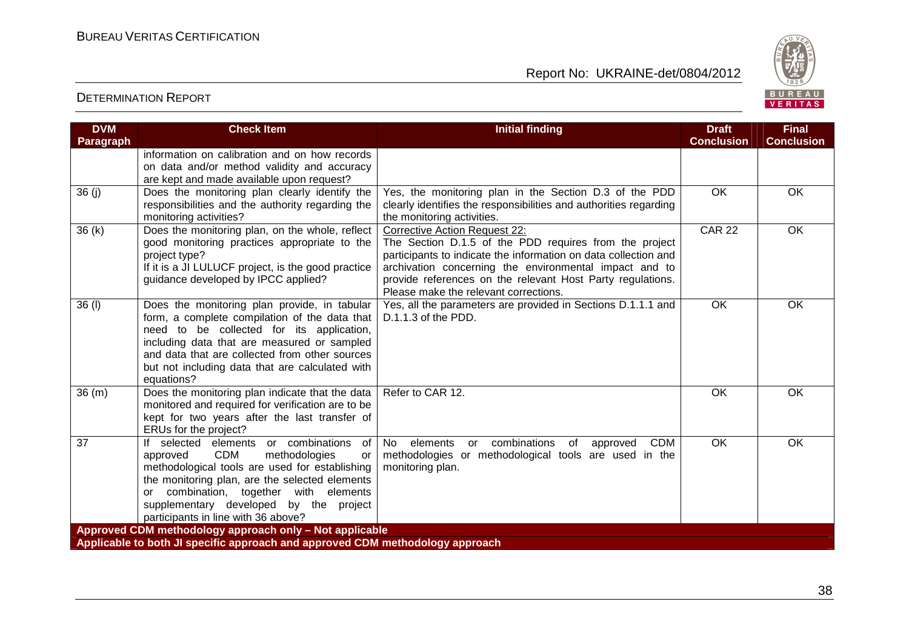| DVM Paragraph | Check Item | Initial finding | Draft Conclusion | Final Conclusion |
|---|---|---|---|---|
| | information on calibration and on how records on data and/or method validity and accuracy are kept and made available upon request? | | | |
| 36 (j) | Does the monitoring plan clearly identify the responsibilities and the authority regarding the monitoring activities? | Yes, the monitoring plan in the Section D.3 of the PDD clearly identifies the responsibilities and authorities regarding the monitoring activities. | OK | OK |
| 36 (k) | Does the monitoring plan, on the whole, reflect good monitoring practices appropriate to the project type? If it is a JI LULUCF project, is the good practice guidance developed by IPCC applied? | Corrective Action Request 22: The Section D.1.5 of the PDD requires from the project participants to indicate the information on data collection and archivation concerning the environmental impact and to provide references on the relevant Host Party regulations. Please make the relevant corrections. | CAR 22 | OK |
| 36 (l) | Does the monitoring plan provide, in tabular form, a complete compilation of the data that need to be collected for its application, including data that are measured or sampled and data that are collected from other sources but not including data that are calculated with equations? | Yes, all the parameters are provided in Sections D.1.1.1 and D.1.1.3 of the PDD. | OK | OK |
| 36 (m) | Does the monitoring plan indicate that the data monitored and required for verification are to be kept for two years after the last transfer of ERUs for the project? | Refer to CAR 12. | OK | OK |
| 37 | If selected elements or combinations of approved CDM methodologies or methodological tools are used for establishing the monitoring plan, are the selected elements or combination, together with elements supplementary developed by the project participants in line with 36 above? | No elements or combinations of approved CDM methodologies or methodological tools are used in the monitoring plan. | OK | OK |
| **Approved CDM methodology approach only – Not applicable** | | | | |
| **Applicable to both JI specific approach and approved CDM methodology approach** | | | | |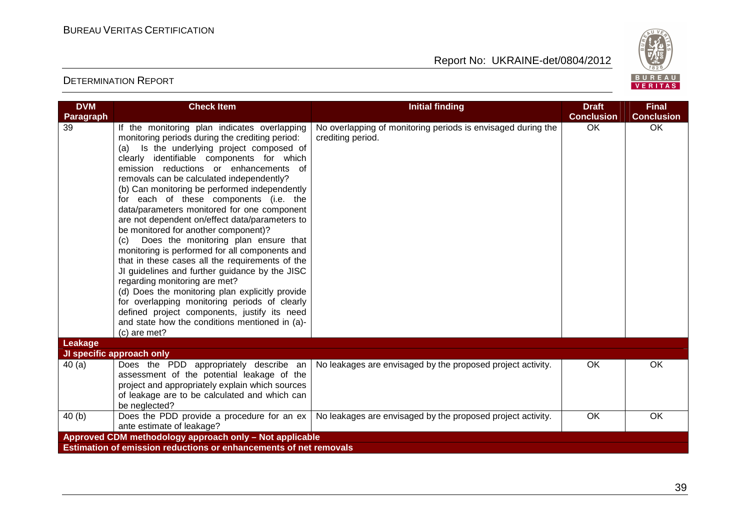| DVM Paragraph | Check Item | Initial finding | Draft Conclusion | Final Conclusion |
|---|---|---|---|---|
| 39 | If the monitoring plan indicates overlapping monitoring periods during the crediting period: (a) Is the underlying project composed of clearly identifiable components for which emission reductions or enhancements of removals can be calculated independently? (b) Can monitoring be performed independently for each of these components (i.e. the data/parameters monitored for one component are not dependent on/effect data/parameters to be monitored for another component)? (c) Does the monitoring plan ensure that monitoring is performed for all components and that in these cases all the requirements of the JI guidelines and further guidance by the JISC regarding monitoring are met? (d) Does the monitoring plan explicitly provide for overlapping monitoring periods of clearly defined project components, justify its need and state how the conditions mentioned in (a)-(c) are met? | No overlapping of monitoring periods is envisaged during the crediting period. | OK | OK |
| **Leakage** | | | | |
| **JI specific approach only** | | | | |
| 40 (a) | Does the PDD appropriately describe an assessment of the potential leakage of the project and appropriately explain which sources of leakage are to be calculated and which can be neglected? | No leakages are envisaged by the proposed project activity. | OK | OK |
| 40 (b) | Does the PDD provide a procedure for an ex ante estimate of leakage? | No leakages are envisaged by the proposed project activity. | OK | OK |
| **Approved CDM methodology approach only – Not applicable** | | | | |
| **Estimation of emission reductions or enhancements of net removals** | | | | |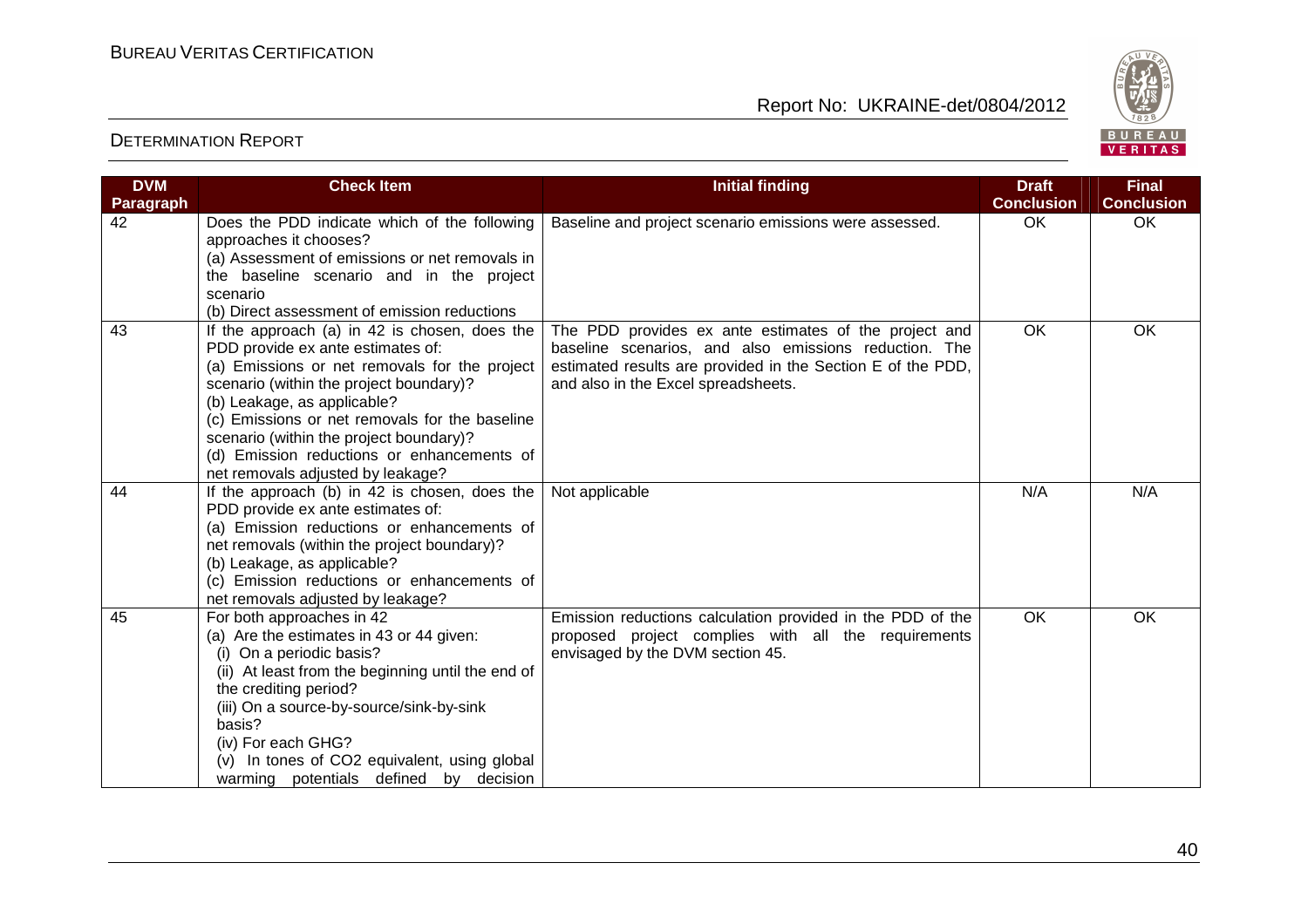| DVM Paragraph | Check Item | Initial finding | Draft Conclusion | Final Conclusion |
|---|---|---|---|---|
| 42 | Does the PDD indicate which of the following approaches it chooses?<br>(a) Assessment of emissions or net removals in the baseline scenario and in the project scenario<br>(b) Direct assessment of emission reductions | Baseline and project scenario emissions were assessed. | OK | OK |
| 43 | If the approach (a) in 42 is chosen, does the PDD provide ex ante estimates of:<br>(a) Emissions or net removals for the project scenario (within the project boundary)?<br>(b) Leakage, as applicable?<br>(c) Emissions or net removals for the baseline scenario (within the project boundary)?<br>(d) Emission reductions or enhancements of net removals adjusted by leakage? | The PDD provides ex ante estimates of the project and baseline scenarios, and also emissions reduction. The estimated results are provided in the Section E of the PDD, and also in the Excel spreadsheets. | OK | OK |
| 44 | If the approach (b) in 42 is chosen, does the PDD provide ex ante estimates of:<br>(a) Emission reductions or enhancements of net removals (within the project boundary)?<br>(b) Leakage, as applicable?<br>(c) Emission reductions or enhancements of net removals adjusted by leakage? | Not applicable | N/A | N/A |
| 45 | For both approaches in 42<br>(a) Are the estimates in 43 or 44 given:<br>(i) On a periodic basis?<br>(ii) At least from the beginning until the end of the crediting period?<br>(iii) On a source-by-source/sink-by-sink basis?<br>(iv) For each GHG?<br>(v) In tones of CO2 equivalent, using global warming potentials defined by decision | Emission reductions calculation provided in the PDD of the proposed project complies with all the requirements envisaged by the DVM section 45. | OK | OK |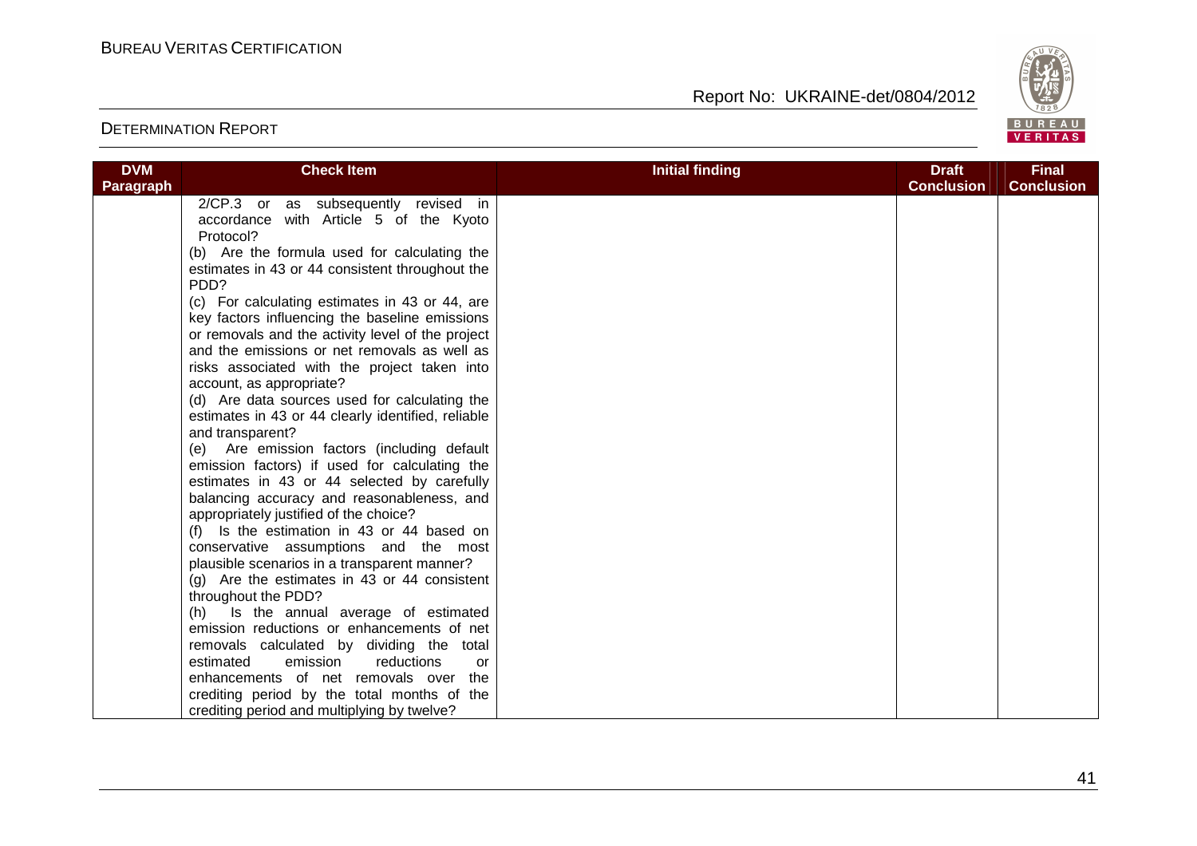| DVM Paragraph | Check Item | Initial finding | Draft Conclusion | Final Conclusion |
|---|---|---|---|---|
| | 2/CP.3 or as subsequently revised in accordance with Article 5 of the Kyoto Protocol?<br>(b) Are the formula used for calculating the estimates in 43 or 44 consistent throughout the PDD?<br>(c) For calculating estimates in 43 or 44, are key factors influencing the baseline emissions or removals and the activity level of the project and the emissions or net removals as well as risks associated with the project taken into account, as appropriate?<br>(d) Are data sources used for calculating the estimates in 43 or 44 clearly identified, reliable and transparent?<br>(e) Are emission factors (including default emission factors) if used for calculating the estimates in 43 or 44 selected by carefully balancing accuracy and reasonableness, and appropriately justified of the choice?<br>(f) Is the estimation in 43 or 44 based on conservative assumptions and the most plausible scenarios in a transparent manner?<br>(g) Are the estimates in 43 or 44 consistent throughout the PDD?<br>(h) Is the annual average of estimated emission reductions or enhancements of net removals calculated by dividing the total estimated emission reductions or enhancements of net removals over the crediting period by the total months of the crediting period and multiplying by twelve? | | | |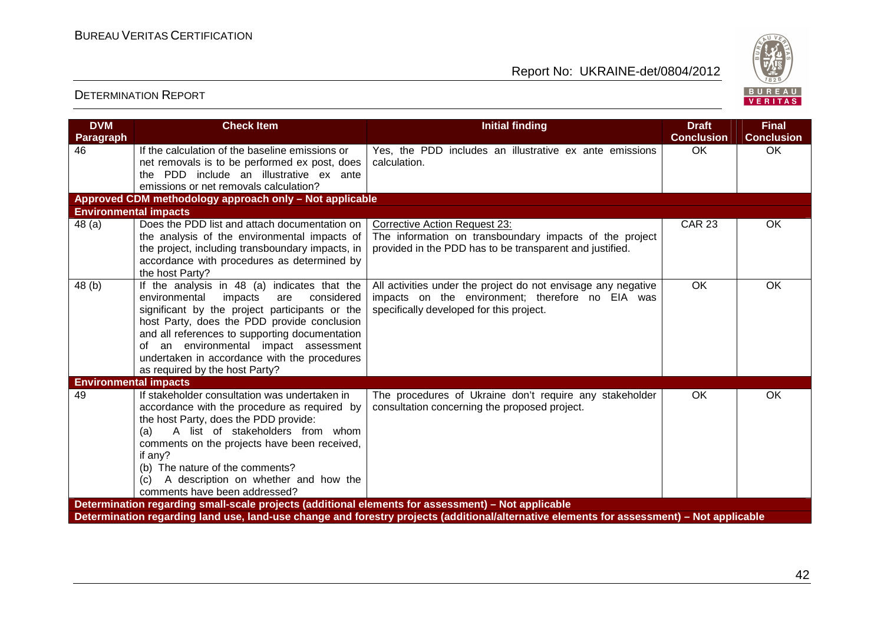| DVM Paragraph | Check Item | Initial finding | Draft Conclusion | Final Conclusion |
|---|---|---|---|---|
| 46 | If the calculation of the baseline emissions or net removals is to be performed ex post, does the PDD include an illustrative ex ante emissions or net removals calculation? | Yes, the PDD includes an illustrative ex ante emissions calculation. | OK | OK |
| **Approved CDM methodology approach only – Not applicable** | | | | |
| **Environmental impacts** | | | | |
| 48 (a) | Does the PDD list and attach documentation on the analysis of the environmental impacts of the project, including transboundary impacts, in accordance with procedures as determined by the host Party? | Corrective Action Request 23:<br>The information on transboundary impacts of the project provided in the PDD has to be transparent and justified. | CAR 23 | OK |
| 48 (b) | If the analysis in 48 (a) indicates that the environmental impacts are considered significant by the project participants or the host Party, does the PDD provide conclusion and all references to supporting documentation of an environmental impact assessment undertaken in accordance with the procedures as required by the host Party? | All activities under the project do not envisage any negative impacts on the environment; therefore no EIA was specifically developed for this project. | OK | OK |
| **Environmental impacts** | | | | |
| 49 | If stakeholder consultation was undertaken in accordance with the procedure as required by the host Party, does the PDD provide:<br>(a) A list of stakeholders from whom comments on the projects have been received, if any?<br>(b) The nature of the comments?<br>(c) A description on whether and how the comments have been addressed? | The procedures of Ukraine don't require any stakeholder consultation concerning the proposed project. | OK | OK |
| **Determination regarding small-scale projects (additional elements for assessment) – Not applicable** | | | | |
| **Determination regarding land use, land-use change and forestry projects (additional/alternative elements for assessment) – Not applicable** | | | | |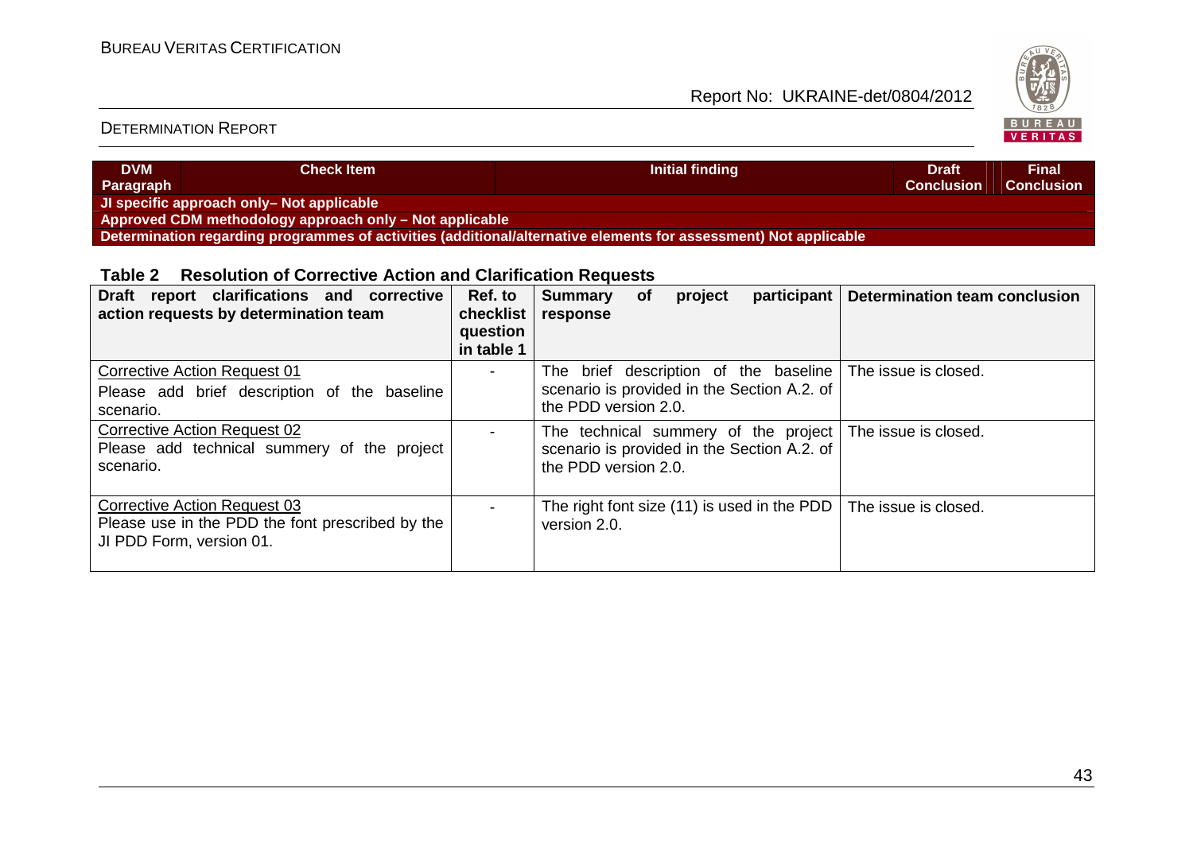| DVM Paragraph | Check Item | Initial finding | Draft Conclusion | Final Conclusion |
|---|---|---|---|---|
| **JI specific approach only– Not applicable** | | | | |
| **Approved CDM methodology approach only – Not applicable** | | | | |
| **Determination regarding programmes of activities (additional/alternative elements for assessment) Not applicable** | | | | |

**Table 2 Resolution of Corrective Action and Clarification Requests**

| Draft report clarifications and corrective action requests by determination team | Ref. to checklist question in table 1 | Summary of project participant response | Determination team conclusion |
|---|---|---|---|
| Corrective Action Request 01<br>Please add brief description of the baseline scenario. | - | The brief description of the baseline scenario is provided in the Section A.2. of the PDD version 2.0. | The issue is closed. |
| Corrective Action Request 02<br>Please add technical summery of the project scenario. | - | The technical summery of the project scenario is provided in the Section A.2. of the PDD version 2.0. | The issue is closed. |
| Corrective Action Request 03<br>Please use in the PDD the font prescribed by the JI PDD Form, version 01. | - | The right font size (11) is used in the PDD version 2.0. | The issue is closed. |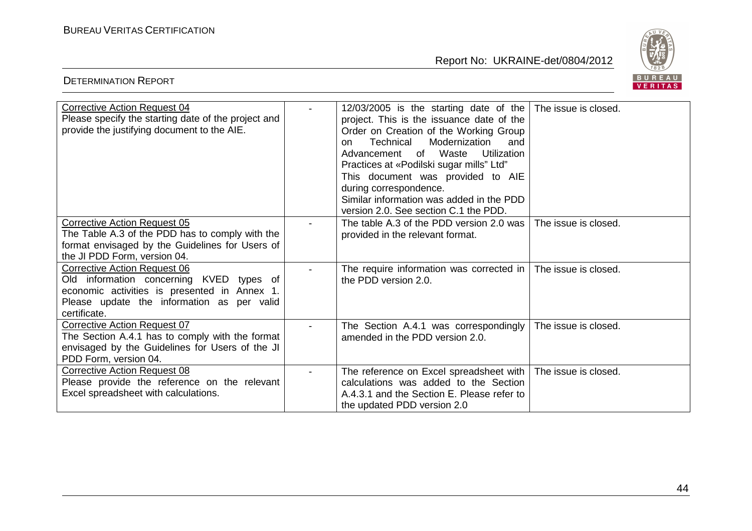| | | | |
|---|---|---|---|
| Corrective Action Request 04<br>Please specify the starting date of the project and provide the justifying document to the AIE. | - | 12/03/2005 is the starting date of the project. This is the issuance date of the Order on Creation of the Working Group on Technical Modernization and Advancement of Waste Utilization Practices at «Podilski sugar mills" Ltd"<br>This document was provided to AIE during correspondence.<br>Similar information was added in the PDD version 2.0. See section C.1 the PDD. | The issue is closed. |
| Corrective Action Request 05<br>The Table A.3 of the PDD has to comply with the format envisaged by the Guidelines for Users of the JI PDD Form, version 04. | - | The table A.3 of the PDD version 2.0 was provided in the relevant format. | The issue is closed. |
| Corrective Action Request 06<br>Old information concerning KVED types of economic activities is presented in Annex 1. Please update the information as per valid certificate. | - | The require information was corrected in the PDD version 2.0. | The issue is closed. |
| Corrective Action Request 07<br>The Section A.4.1 has to comply with the format envisaged by the Guidelines for Users of the JI PDD Form, version 04. | - | The Section A.4.1 was correspondingly amended in the PDD version 2.0. | The issue is closed. |
| Corrective Action Request 08<br>Please provide the reference on the relevant Excel spreadsheet with calculations. | - | The reference on Excel spreadsheet with calculations was added to the Section A.4.3.1 and the Section E. Please refer to the updated PDD version 2.0 | The issue is closed. |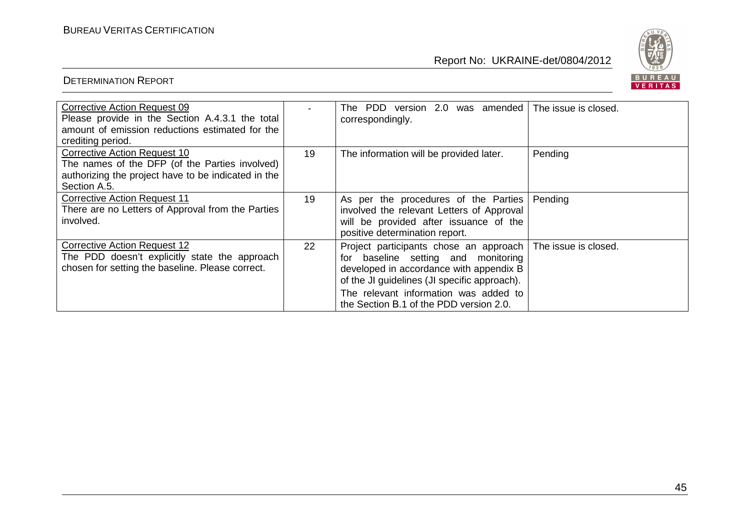| | | | |
|---|---|---|---|
| Corrective Action Request 09<br>Please provide in the Section A.4.3.1 the total amount of emission reductions estimated for the crediting period. | - | The PDD version 2.0 was amended correspondingly. | The issue is closed. |
| Corrective Action Request 10<br>The names of the DFP (of the Parties involved) authorizing the project have to be indicated in the Section A.5. | 19 | The information will be provided later. | Pending |
| Corrective Action Request 11<br>There are no Letters of Approval from the Parties involved. | 19 | As per the procedures of the Parties involved the relevant Letters of Approval will be provided after issuance of the positive determination report. | Pending |
| Corrective Action Request 12<br>The PDD doesn't explicitly state the approach chosen for setting the baseline. Please correct. | 22 | Project participants chose an approach for baseline setting and monitoring developed in accordance with appendix B of the JI guidelines (JI specific approach).<br>The relevant information was added to the Section B.1 of the PDD version 2.0. | The issue is closed. |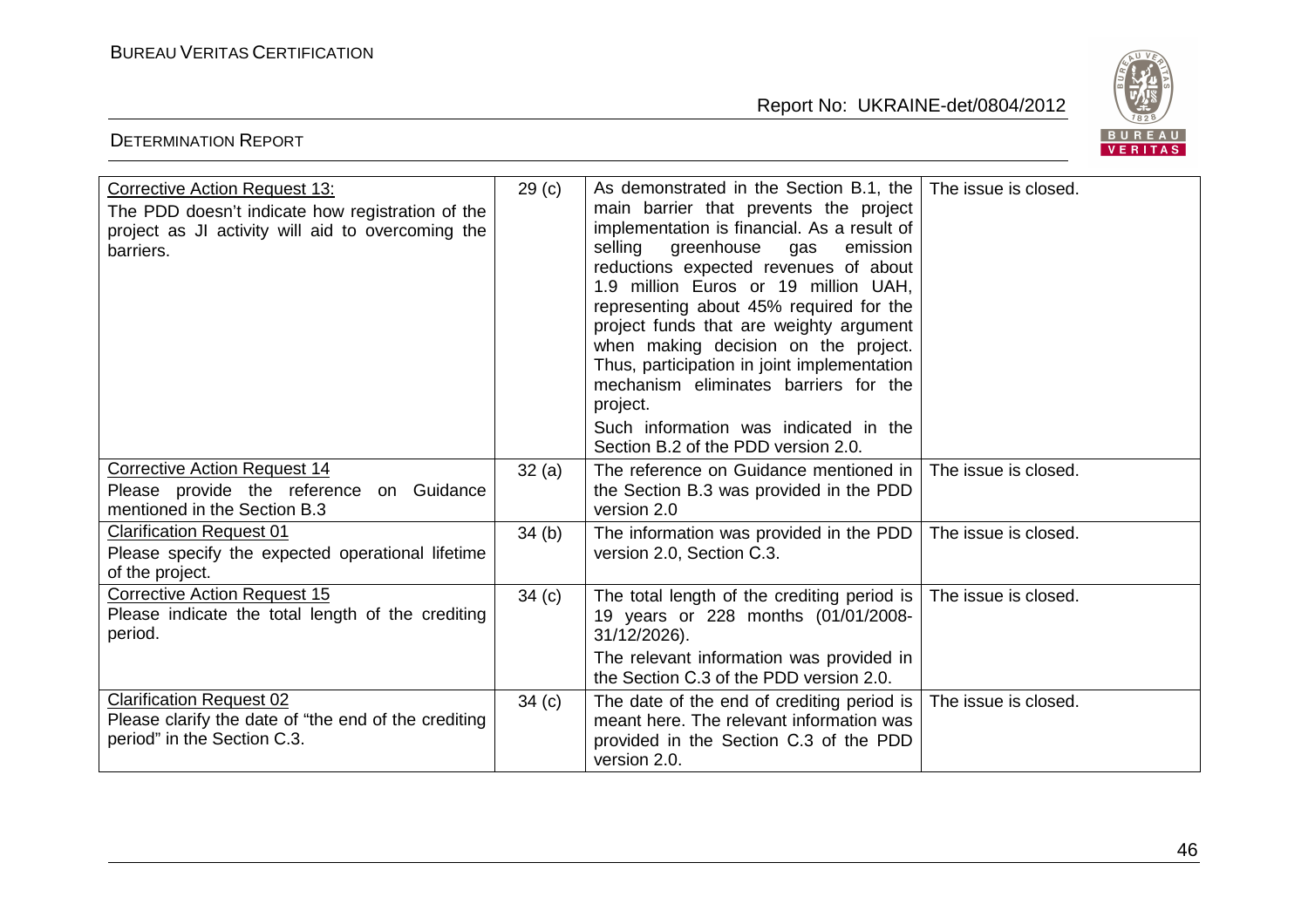| | | | |
|---|---|---|---|
| Corrective Action Request 13:<br>The PDD doesn't indicate how registration of the project as JI activity will aid to overcoming the barriers. | 29 (c) | As demonstrated in the Section B.1, the main barrier that prevents the project implementation is financial. As a result of selling greenhouse gas emission reductions expected revenues of about 1.9 million Euros or 19 million UAH, representing about 45% required for the project funds that are weighty argument when making decision on the project. Thus, participation in joint implementation mechanism eliminates barriers for the project.<br>Such information was indicated in the Section B.2 of the PDD version 2.0. | The issue is closed. |
| Corrective Action Request 14<br>Please provide the reference on Guidance mentioned in the Section B.3 | 32 (a) | The reference on Guidance mentioned in the Section B.3 was provided in the PDD version 2.0 | The issue is closed. |
| Clarification Request 01<br>Please specify the expected operational lifetime of the project. | 34 (b) | The information was provided in the PDD version 2.0, Section C.3. | The issue is closed. |
| Corrective Action Request 15<br>Please indicate the total length of the crediting period. | 34 (c) | The total length of the crediting period is 19 years or 228 months (01/01/2008-31/12/2026).<br>The relevant information was provided in the Section C.3 of the PDD version 2.0. | The issue is closed. |
| Clarification Request 02<br>Please clarify the date of "the end of the crediting period" in the Section C.3. | 34 (c) | The date of the end of crediting period is meant here. The relevant information was provided in the Section C.3 of the PDD version 2.0. | The issue is closed. |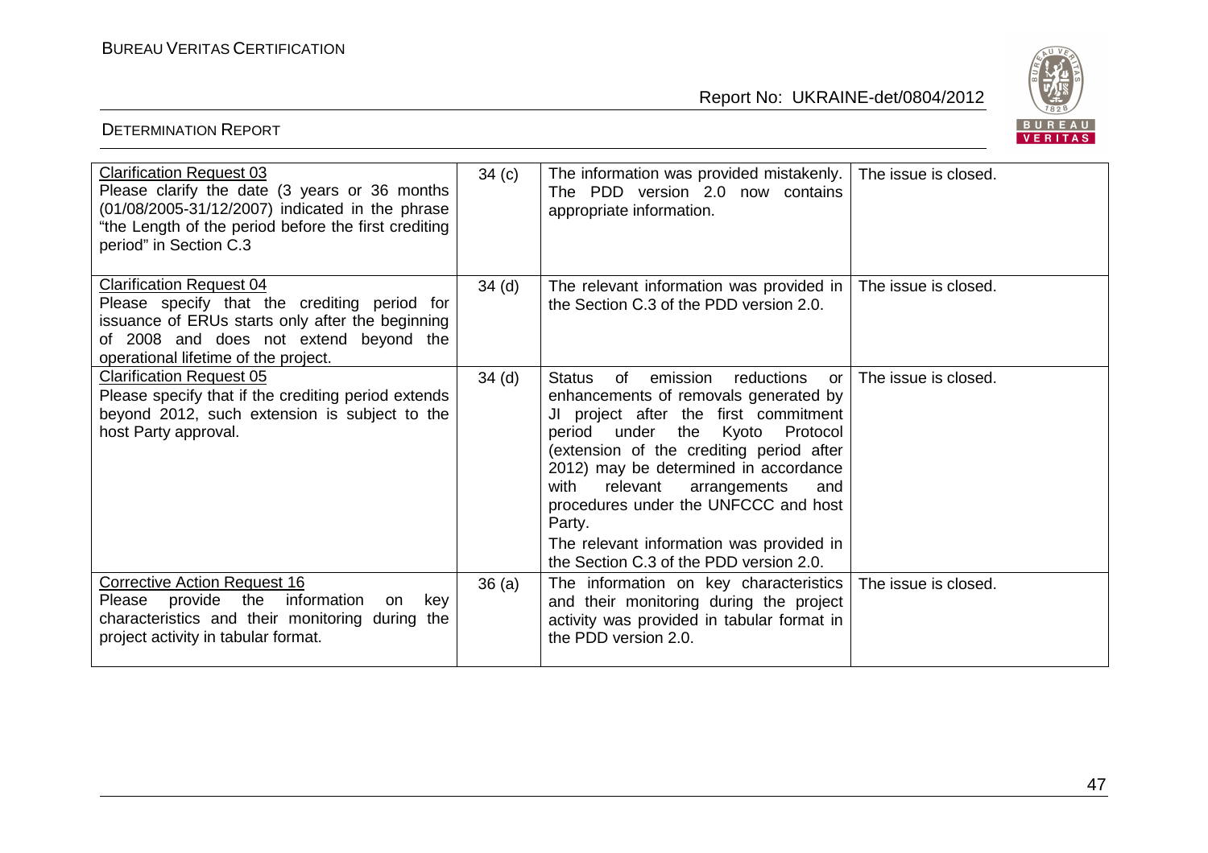| Clarification Request 03<br>Please clarify the date (3 years or 36 months (01/08/2005-31/12/2007) indicated in the phrase "the Length of the period before the first crediting period" in Section C.3 | 34 (c) | The information was provided mistakenly. The PDD version 2.0 now contains appropriate information. | The issue is closed. |
|---|---|---|---|
| Clarification Request 04<br>Please specify that the crediting period for issuance of ERUs starts only after the beginning of 2008 and does not extend beyond the operational lifetime of the project. | 34 (d) | The relevant information was provided in the Section C.3 of the PDD version 2.0. | The issue is closed. |
| Clarification Request 05<br>Please specify that if the crediting period extends beyond 2012, such extension is subject to the host Party approval. | 34 (d) | Status of emission reductions or enhancements of removals generated by JI project after the first commitment period under the Kyoto Protocol (extension of the crediting period after 2012) may be determined in accordance with relevant arrangements and procedures under the UNFCCC and host Party.<br>The relevant information was provided in the Section C.3 of the PDD version 2.0. | The issue is closed. |
| Corrective Action Request 16<br>Please provide the information on key characteristics and their monitoring during the project activity in tabular format. | 36 (a) | The information on key characteristics and their monitoring during the project activity was provided in tabular format in the PDD version 2.0. | The issue is closed. |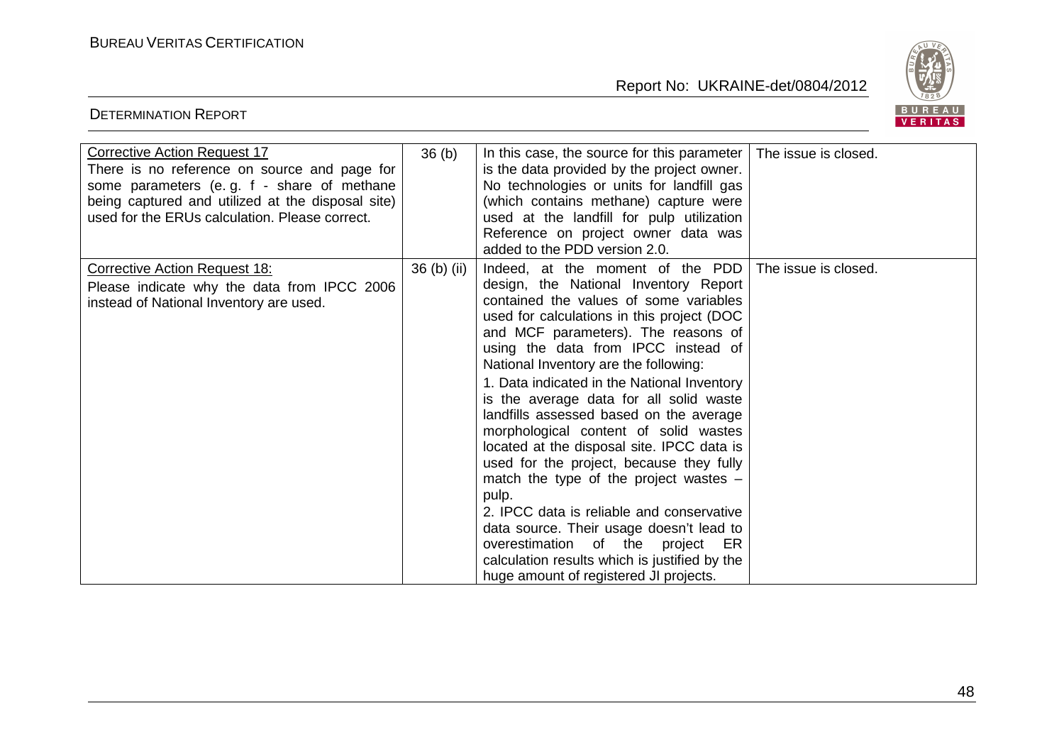| | | | |
|---|---|---|---|
| Corrective Action Request 17<br>There is no reference on source and page for some parameters (e. g. f - share of methane being captured and utilized at the disposal site) used for the ERUs calculation. Please correct. | 36 (b) | In this case, the source for this parameter is the data provided by the project owner. No technologies or units for landfill gas (which contains methane) capture were used at the landfill for pulp utilization Reference on project owner data was added to the PDD version 2.0. | The issue is closed. |
| Corrective Action Request 18:<br>Please indicate why the data from IPCC 2006 instead of National Inventory are used. | 36 (b) (ii) | Indeed, at the moment of the PDD design, the National Inventory Report contained the values of some variables used for calculations in this project (DOC and MCF parameters). The reasons of using the data from IPCC instead of National Inventory are the following:<br>1. Data indicated in the National Inventory is the average data for all solid waste landfills assessed based on the average morphological content of solid wastes located at the disposal site. IPCC data is used for the project, because they fully match the type of the project wastes – pulp.<br>2. IPCC data is reliable and conservative data source. Their usage doesn't lead to overestimation of the project ER calculation results which is justified by the huge amount of registered JI projects. | The issue is closed. |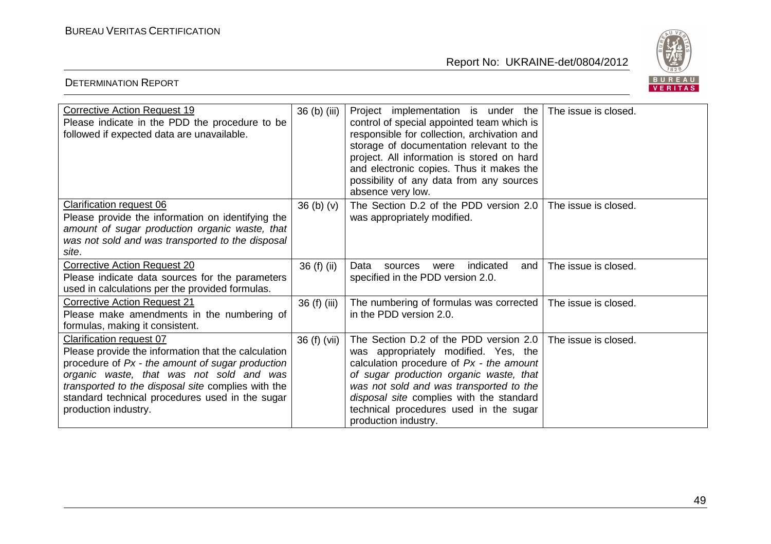| <u>Corrective Action Request 19</u><br>Please indicate in the PDD the procedure to be followed if expected data are unavailable. | 36 (b) (iii) | Project implementation is under the control of special appointed team which is responsible for collection, archivation and storage of documentation relevant to the project. All information is stored on hard and electronic copies. Thus it makes the possibility of any data from any sources absence very low. | The issue is closed. |
|---|---|---|---|
| <u>Clarification request 06</u><br>Please provide the information on identifying the *amount of sugar production organic waste, that was not sold and was transported to the disposal site*. | 36 (b) (v) | The Section D.2 of the PDD version 2.0 was appropriately modified. | The issue is closed. |
| <u>Corrective Action Request 20</u><br>Please indicate data sources for the parameters used in calculations per the provided formulas. | 36 (f) (ii) | Data sources were indicated and specified in the PDD version 2.0. | The issue is closed. |
| <u>Corrective Action Request 21</u><br>Please make amendments in the numbering of formulas, making it consistent. | 36 (f) (iii) | The numbering of formulas was corrected in the PDD version 2.0. | The issue is closed. |
| <u>Clarification request 07</u><br>Please provide the information that the calculation procedure of *Px - the amount of sugar production organic waste, that was not sold and was transported to the disposal site* complies with the standard technical procedures used in the sugar production industry. | 36 (f) (vii) | The Section D.2 of the PDD version 2.0 was appropriately modified. Yes, the calculation procedure of *Px - the amount of sugar production organic waste, that was not sold and was transported to the disposal site* complies with the standard technical procedures used in the sugar production industry. | The issue is closed. |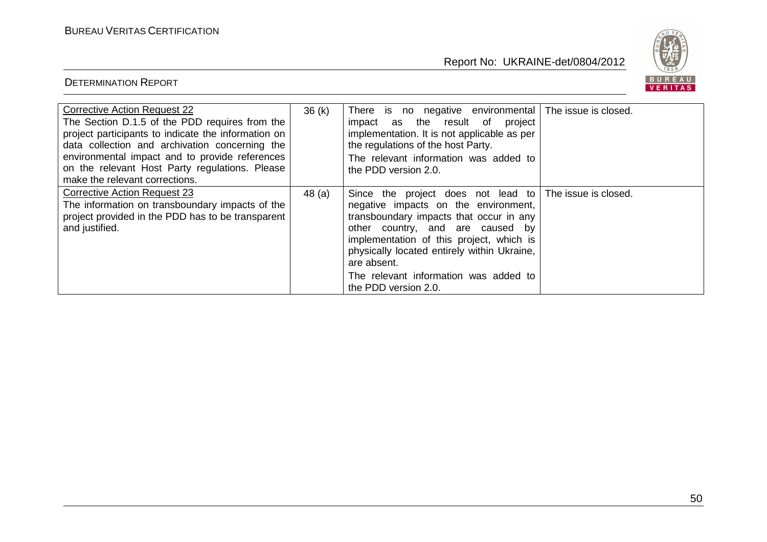| | | | |
|---|---|---|---|
| Corrective Action Request 22<br>The Section D.1.5 of the PDD requires from the project participants to indicate the information on data collection and archivation concerning the environmental impact and to provide references on the relevant Host Party regulations. Please make the relevant corrections. | 36 (k) | There is no negative environmental impact as the result of project implementation. It is not applicable as per the regulations of the host Party.<br>The relevant information was added to the PDD version 2.0. | The issue is closed. |
| Corrective Action Request 23<br>The information on transboundary impacts of the project provided in the PDD has to be transparent and justified. | 48 (a) | Since the project does not lead to negative impacts on the environment, transboundary impacts that occur in any other country, and are caused by implementation of this project, which is physically located entirely within Ukraine, are absent.<br>The relevant information was added to the PDD version 2.0. | The issue is closed. |